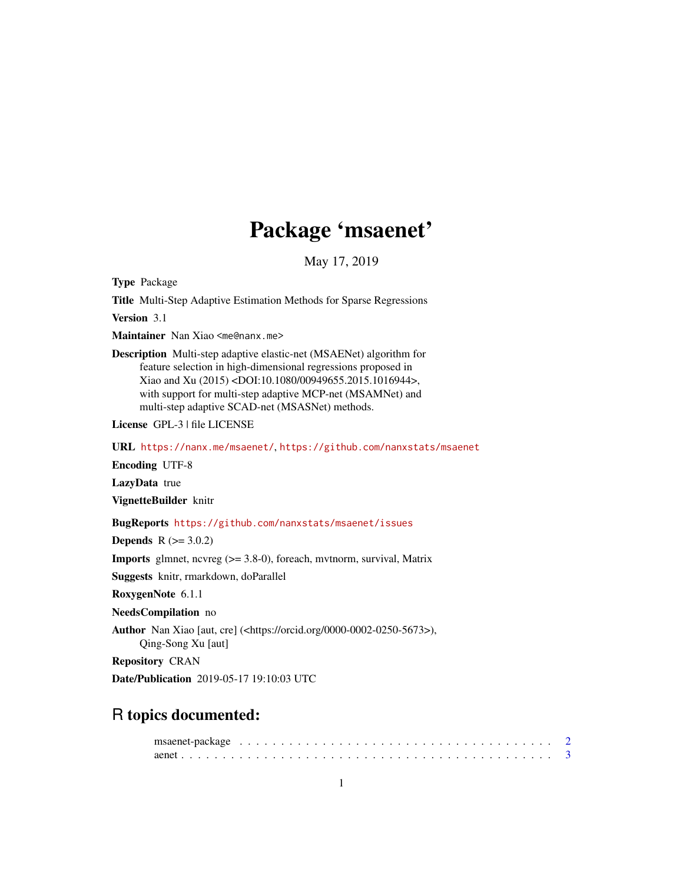# Package 'msaenet'

May 17, 2019

**Type** Package

**Title** Multi-Step Adaptive Estimation Methods for Sparse Regressions

**Version** 3.1

**Maintainer** Nan Xiao <me@nanx.me>

**Description** Multi-step adaptive elastic-net (MSAENet) algorithm for feature selection in high-dimensional regressions proposed in Xiao and Xu (2015) <DOI:10.1080/00949655.2015.1016944>, with support for multi-step adaptive MCP-net (MSAMNet) and multi-step adaptive SCAD-net (MSASNet) methods.

**License** GPL-3 | file LICENSE

**URL** https://nanx.me/msaenet/, https://github.com/nanxstats/msaenet

**Encoding** UTF-8

**LazyData** true

**VignetteBuilder** knitr

**BugReports** https://github.com/nanxstats/msaenet/issues

**Depends** R (>= 3.0.2)

**Imports** glmnet, ncvreg (>= 3.8-0), foreach, mvtnorm, survival, Matrix

**Suggests** knitr, rmarkdown, doParallel

**RoxygenNote** 6.1.1

**NeedsCompilation** no

**Author** Nan Xiao [aut, cre] (<https://orcid.org/0000-0002-0250-5673>), Qing-Song Xu [aut]

**Repository** CRAN

**Date/Publication** 2019-05-17 19:10:03 UTC

## R topics documented:

msaenet-package . . . . . . . . . . . . . . . . . . . . . . . . . . . . . . . . . . . . . . 2
aenet . . . . . . . . . . . . . . . . . . . . . . . . . . . . . . . . . . . . . . . . . . . . 3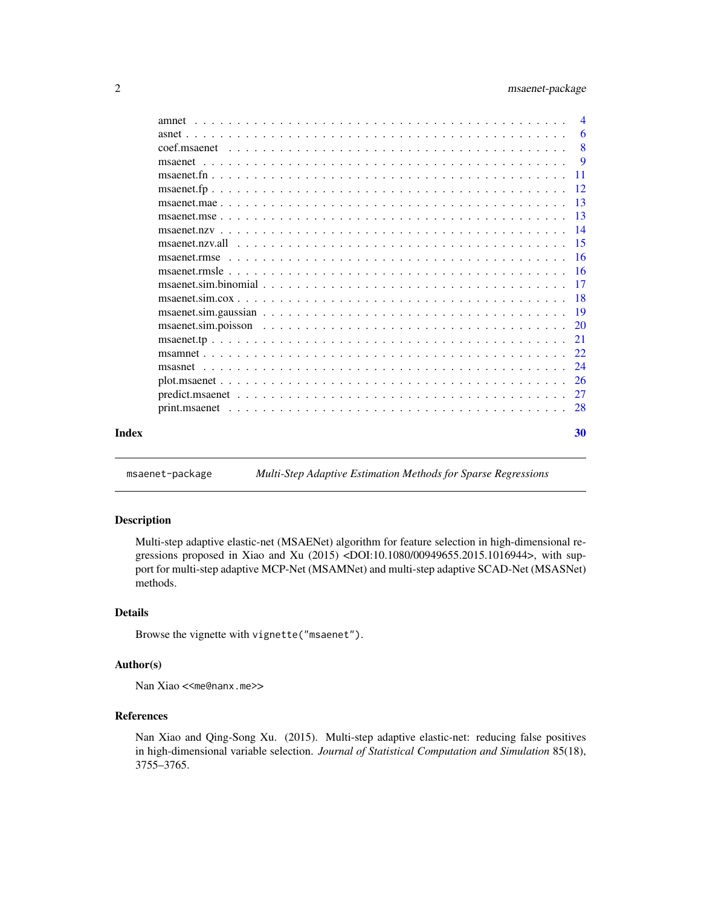| | |
|---|---|
| amnet | 4 |
| asnet | 6 |
| coef.msaenet | 8 |
| msaenet | 9 |
| msaenet.fn | 11 |
| msaenet.fp | 12 |
| msaenet.mae | 13 |
| msaenet.mse | 13 |
| msaenet.nzv | 14 |
| msaenet.nzv.all | 15 |
| msaenet.rmse | 16 |
| msaenet.rmsle | 16 |
| msaenet.sim.binomial | 17 |
| msaenet.sim.cox | 18 |
| msaenet.sim.gaussian | 19 |
| msaenet.sim.poisson | 20 |
| msaenet.tp | 21 |
| msamnet | 22 |
| msasnet | 24 |
| plot.msaenet | 26 |
| predict.msaenet | 27 |
| print.msaenet | 28 |

**Index** **30**

---

`msaenet-package` *Multi-Step Adaptive Estimation Methods for Sparse Regressions*

---

## Description

Multi-step adaptive elastic-net (MSAENet) algorithm for feature selection in high-dimensional regressions proposed in Xiao and Xu (2015) <DOI:10.1080/00949655.2015.1016944>, with support for multi-step adaptive MCP-Net (MSAMNet) and multi-step adaptive SCAD-Net (MSASNet) methods.

## Details

Browse the vignette with `vignette("msaenet")`.

## Author(s)

Nan Xiao <`<me@nanx.me>`>

## References

Nan Xiao and Qing-Song Xu. (2015). Multi-step adaptive elastic-net: reducing false positives in high-dimensional variable selection. *Journal of Statistical Computation and Simulation* 85(18), 3755–3765.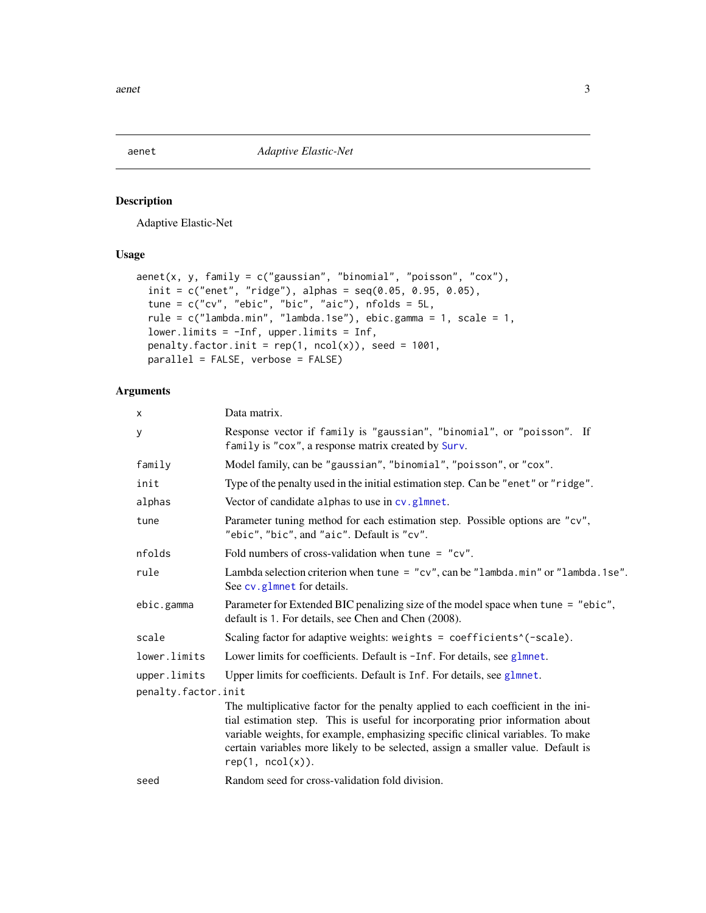## aenet — *Adaptive Elastic-Net*

### Description

Adaptive Elastic-Net

### Usage

```
aenet(x, y, family = c("gaussian", "binomial", "poisson", "cox"),
  init = c("enet", "ridge"), alphas = seq(0.05, 0.95, 0.05),
  tune = c("cv", "ebic", "bic", "aic"), nfolds = 5L,
  rule = c("lambda.min", "lambda.1se"), ebic.gamma = 1, scale = 1,
  lower.limits = -Inf, upper.limits = Inf,
  penalty.factor.init = rep(1, ncol(x)), seed = 1001,
  parallel = FALSE, verbose = FALSE)
```

### Arguments

| Argument | Description |
|---|---|
| `x` | Data matrix. |
| `y` | Response vector if `family` is `"gaussian"`, `"binomial"`, or `"poisson"`. If `family` is `"cox"`, a response matrix created by `Surv`. |
| `family` | Model family, can be `"gaussian"`, `"binomial"`, `"poisson"`, or `"cox"`. |
| `init` | Type of the penalty used in the initial estimation step. Can be `"enet"` or `"ridge"`. |
| `alphas` | Vector of candidate `alpha`s to use in `cv.glmnet`. |
| `tune` | Parameter tuning method for each estimation step. Possible options are `"cv"`, `"ebic"`, `"bic"`, and `"aic"`. Default is `"cv"`. |
| `nfolds` | Fold numbers of cross-validation when `tune = "cv"`. |
| `rule` | Lambda selection criterion when `tune = "cv"`, can be `"lambda.min"` or `"lambda.1se"`. See `cv.glmnet` for details. |
| `ebic.gamma` | Parameter for Extended BIC penalizing size of the model space when `tune = "ebic"`, default is `1`. For details, see Chen and Chen (2008). |
| `scale` | Scaling factor for adaptive weights: `weights = coefficients^(-scale)`. |
| `lower.limits` | Lower limits for coefficients. Default is `-Inf`. For details, see `glmnet`. |
| `upper.limits` | Upper limits for coefficients. Default is `Inf`. For details, see `glmnet`. |
| `penalty.factor.init` | The multiplicative factor for the penalty applied to each coefficient in the initial estimation step. This is useful for incorporating prior information about variable weights, for example, emphasizing specific clinical variables. To make certain variables more likely to be selected, assign a smaller value. Default is `rep(1, ncol(x))`. |
| `seed` | Random seed for cross-validation fold division. |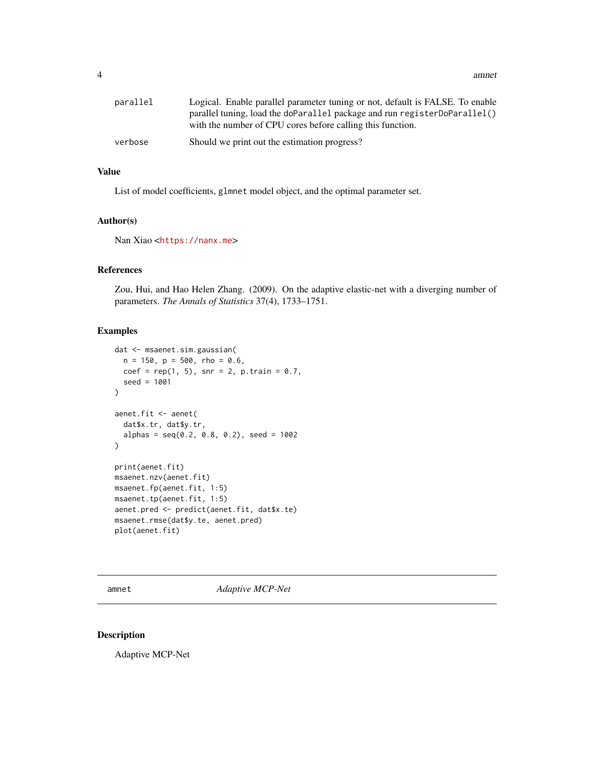| | |
|---|---|
| parallel | Logical. Enable parallel parameter tuning or not, default is FALSE. To enable parallel tuning, load the `doParallel` package and run `registerDoParallel()` with the number of CPU cores before calling this function. |
| verbose | Should we print out the estimation progress? |

### Value

List of model coefficients, `glmnet` model object, and the optimal parameter set.

### Author(s)

Nan Xiao <https://nanx.me>

### References

Zou, Hui, and Hao Helen Zhang. (2009). On the adaptive elastic-net with a diverging number of parameters. *The Annals of Statistics* 37(4), 1733–1751.

### Examples

```
dat <- msaenet.sim.gaussian(
  n = 150, p = 500, rho = 0.6,
  coef = rep(1, 5), snr = 2, p.train = 0.7,
  seed = 1001
)

aenet.fit <- aenet(
  dat$x.tr, dat$y.tr,
  alphas = seq(0.2, 0.8, 0.2), seed = 1002
)

print(aenet.fit)
msaenet.nzv(aenet.fit)
msaenet.fp(aenet.fit, 1:5)
msaenet.tp(aenet.fit, 1:5)
aenet.pred <- predict(aenet.fit, dat$x.te)
msaenet.rmse(dat$y.te, aenet.pred)
plot(aenet.fit)
```

---

## amnet *Adaptive MCP-Net*

---

### Description

Adaptive MCP-Net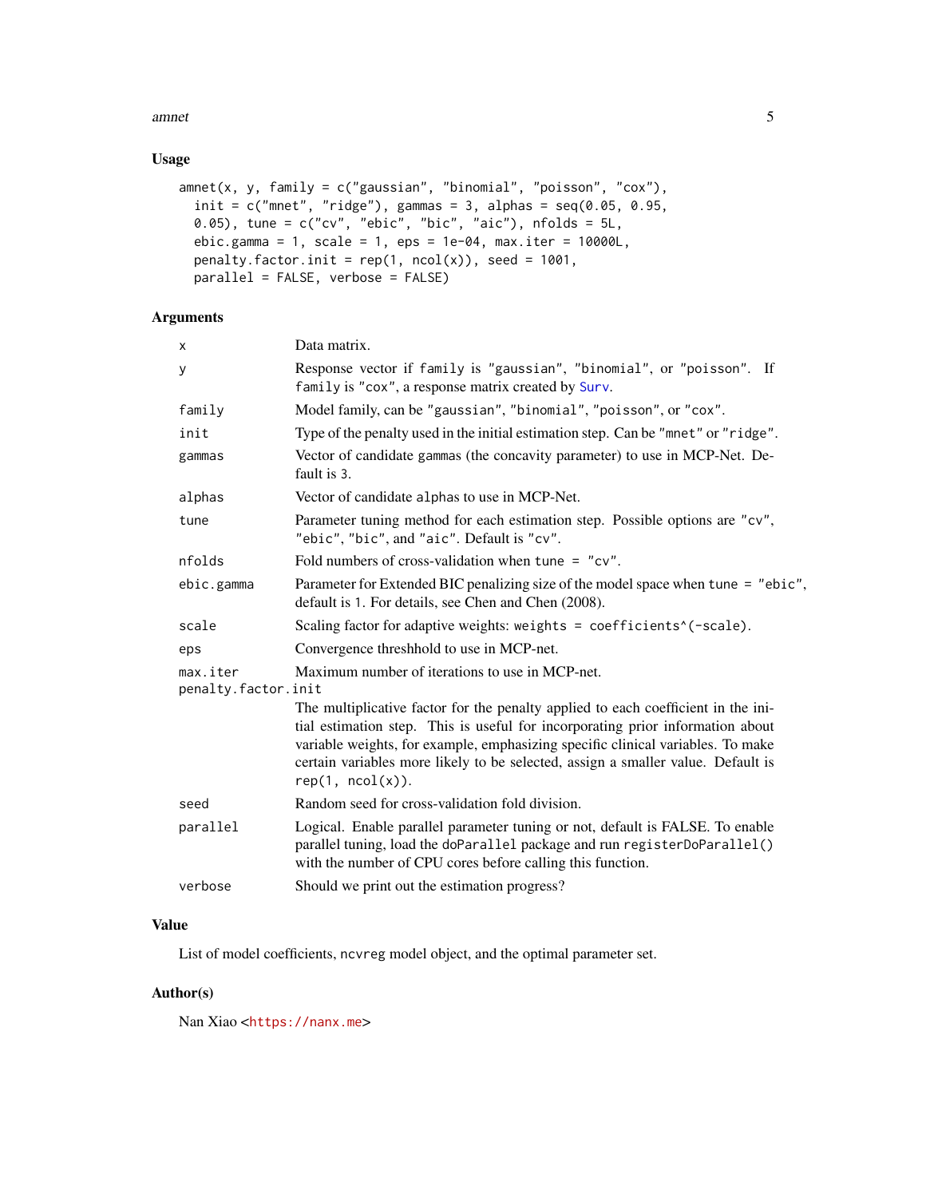## Usage

```
amnet(x, y, family = c("gaussian", "binomial", "poisson", "cox"),
  init = c("mnet", "ridge"), gammas = 3, alphas = seq(0.05, 0.95,
  0.05), tune = c("cv", "ebic", "bic", "aic"), nfolds = 5L,
  ebic.gamma = 1, scale = 1, eps = 1e-04, max.iter = 10000L,
  penalty.factor.init = rep(1, ncol(x)), seed = 1001,
  parallel = FALSE, verbose = FALSE)
```

## Arguments

| | |
|---|---|
| `x` | Data matrix. |
| `y` | Response vector if `family` is `"gaussian"`, `"binomial"`, or `"poisson"`. If `family` is `"cox"`, a response matrix created by `Surv`. |
| `family` | Model family, can be `"gaussian"`, `"binomial"`, `"poisson"`, or `"cox"`. |
| `init` | Type of the penalty used in the initial estimation step. Can be `"mnet"` or `"ridge"`. |
| `gammas` | Vector of candidate gammas (the concavity parameter) to use in MCP-Net. Default is 3. |
| `alphas` | Vector of candidate alphas to use in MCP-Net. |
| `tune` | Parameter tuning method for each estimation step. Possible options are `"cv"`, `"ebic"`, `"bic"`, and `"aic"`. Default is `"cv"`. |
| `nfolds` | Fold numbers of cross-validation when `tune = "cv"`. |
| `ebic.gamma` | Parameter for Extended BIC penalizing size of the model space when `tune = "ebic"`, default is 1. For details, see Chen and Chen (2008). |
| `scale` | Scaling factor for adaptive weights: `weights = coefficients^(-scale)`. |
| `eps` | Convergence threshhold to use in MCP-net. |
| `max.iter` | Maximum number of iterations to use in MCP-net. |
| `penalty.factor.init` | The multiplicative factor for the penalty applied to each coefficient in the initial estimation step. This is useful for incorporating prior information about variable weights, for example, emphasizing specific clinical variables. To make certain variables more likely to be selected, assign a smaller value. Default is `rep(1, ncol(x))`. |
| `seed` | Random seed for cross-validation fold division. |
| `parallel` | Logical. Enable parallel parameter tuning or not, default is FALSE. To enable parallel tuning, load the `doParallel` package and run `registerDoParallel()` with the number of CPU cores before calling this function. |
| `verbose` | Should we print out the estimation progress? |

## Value

List of model coefficients, `ncvreg` model object, and the optimal parameter set.

## Author(s)

Nan Xiao <https://nanx.me>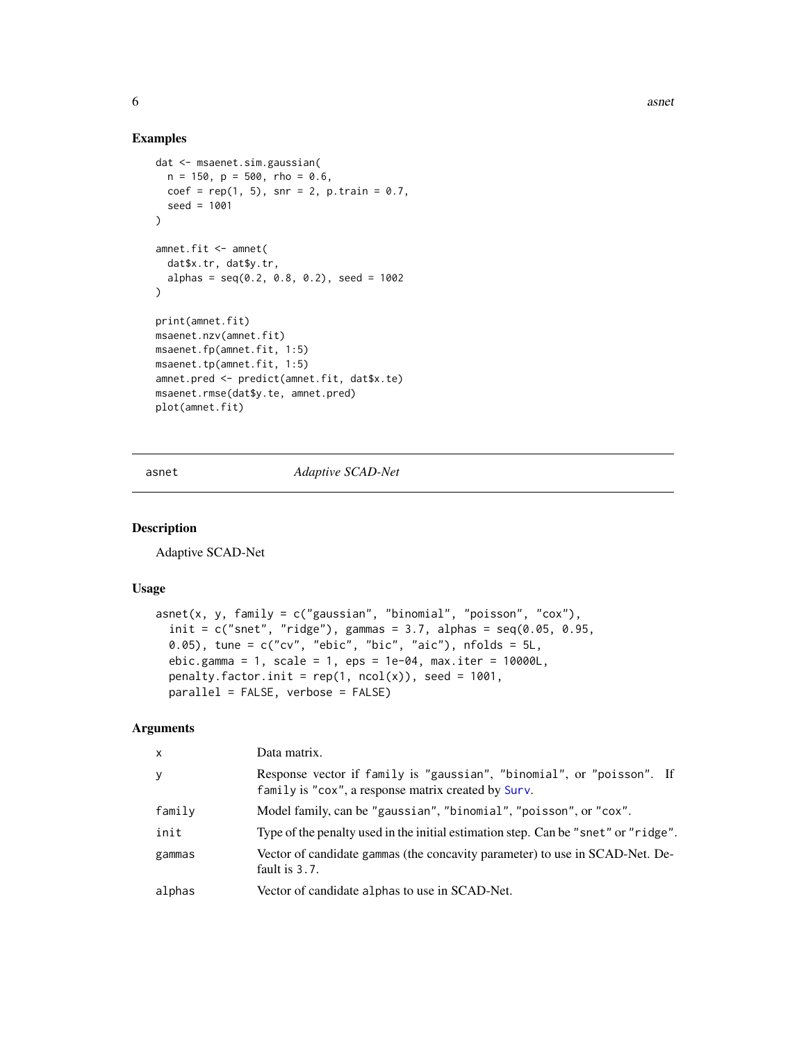## Examples

```
dat <- msaenet.sim.gaussian(
  n = 150, p = 500, rho = 0.6,
  coef = rep(1, 5), snr = 2, p.train = 0.7,
  seed = 1001
)

amnet.fit <- amnet(
  dat$x.tr, dat$y.tr,
  alphas = seq(0.2, 0.8, 0.2), seed = 1002
)

print(amnet.fit)
msaenet.nzv(amnet.fit)
msaenet.fp(amnet.fit, 1:5)
msaenet.tp(amnet.fit, 1:5)
amnet.pred <- predict(amnet.fit, dat$x.te)
msaenet.rmse(dat$y.te, amnet.pred)
plot(amnet.fit)
```

---

# asnet — *Adaptive SCAD-Net*

## Description

Adaptive SCAD-Net

## Usage

```
asnet(x, y, family = c("gaussian", "binomial", "poisson", "cox"),
  init = c("snet", "ridge"), gammas = 3.7, alphas = seq(0.05, 0.95,
  0.05), tune = c("cv", "ebic", "bic", "aic"), nfolds = 5L,
  ebic.gamma = 1, scale = 1, eps = 1e-04, max.iter = 10000L,
  penalty.factor.init = rep(1, ncol(x)), seed = 1001,
  parallel = FALSE, verbose = FALSE)
```

## Arguments

| Argument | Description |
|---|---|
| x | Data matrix. |
| y | Response vector if family is "gaussian", "binomial", or "poisson". If family is "cox", a response matrix created by Surv. |
| family | Model family, can be "gaussian", "binomial", "poisson", or "cox". |
| init | Type of the penalty used in the initial estimation step. Can be "snet" or "ridge". |
| gammas | Vector of candidate gammas (the concavity parameter) to use in SCAD-Net. Default is 3.7. |
| alphas | Vector of candidate alphas to use in SCAD-Net. |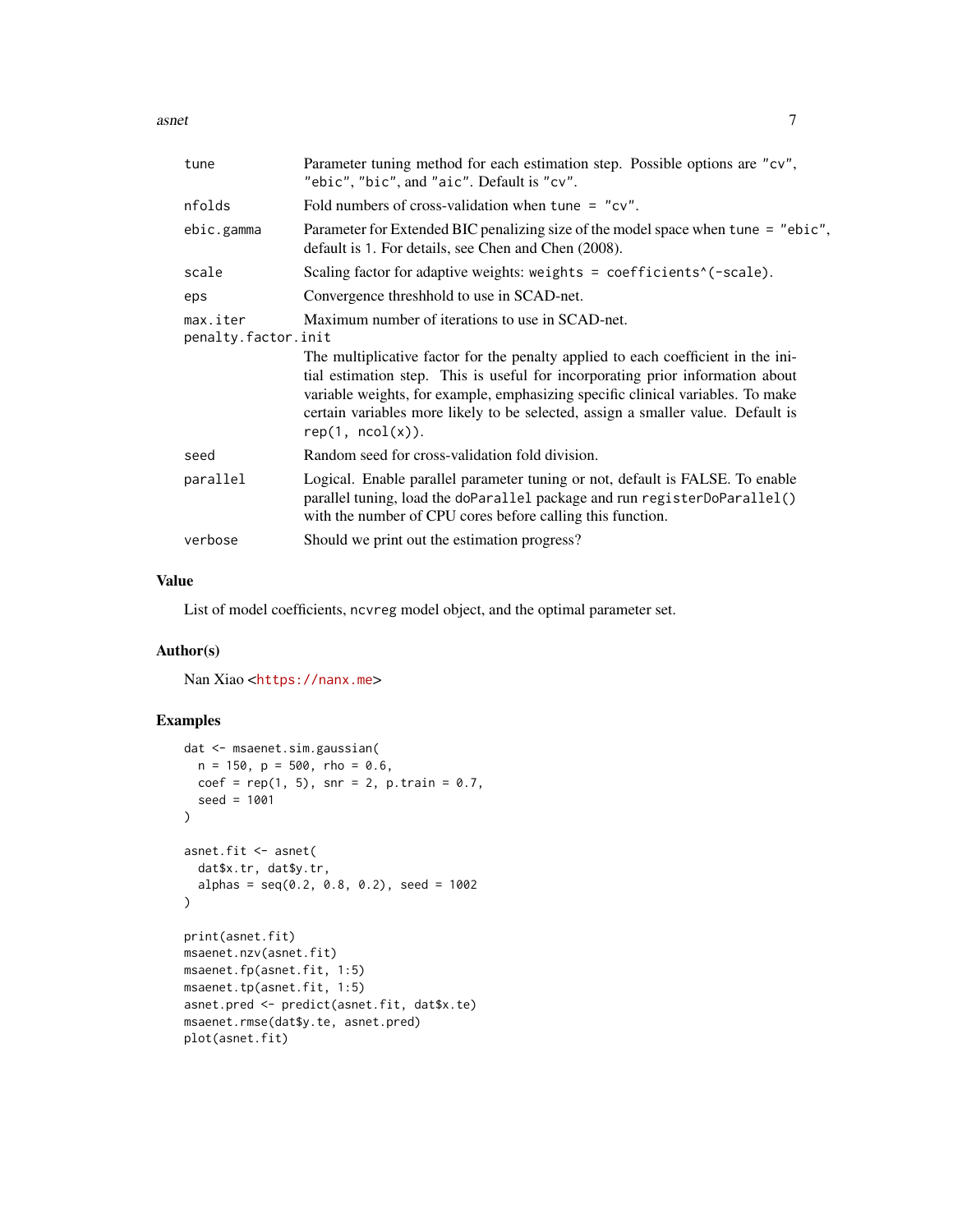| | |
|---|---|
| tune | Parameter tuning method for each estimation step. Possible options are "cv", "ebic", "bic", and "aic". Default is "cv". |
| nfolds | Fold numbers of cross-validation when tune = "cv". |
| ebic.gamma | Parameter for Extended BIC penalizing size of the model space when tune = "ebic", default is 1. For details, see Chen and Chen (2008). |
| scale | Scaling factor for adaptive weights: weights = coefficients^(-scale). |
| eps | Convergence threshhold to use in SCAD-net. |
| max.iter | Maximum number of iterations to use in SCAD-net. |
| penalty.factor.init | The multiplicative factor for the penalty applied to each coefficient in the initial estimation step. This is useful for incorporating prior information about variable weights, for example, emphasizing specific clinical variables. To make certain variables more likely to be selected, assign a smaller value. Default is rep(1, ncol(x)). |
| seed | Random seed for cross-validation fold division. |
| parallel | Logical. Enable parallel parameter tuning or not, default is FALSE. To enable parallel tuning, load the doParallel package and run registerDoParallel() with the number of CPU cores before calling this function. |
| verbose | Should we print out the estimation progress? |

## Value

List of model coefficients, ncvreg model object, and the optimal parameter set.

## Author(s)

Nan Xiao <https://nanx.me>

## Examples

```
dat <- msaenet.sim.gaussian(
  n = 150, p = 500, rho = 0.6,
  coef = rep(1, 5), snr = 2, p.train = 0.7,
  seed = 1001
)

asnet.fit <- asnet(
  dat$x.tr, dat$y.tr,
  alphas = seq(0.2, 0.8, 0.2), seed = 1002
)

print(asnet.fit)
msaenet.nzv(asnet.fit)
msaenet.fp(asnet.fit, 1:5)
msaenet.tp(asnet.fit, 1:5)
asnet.pred <- predict(asnet.fit, dat$x.te)
msaenet.rmse(dat$y.te, asnet.pred)
plot(asnet.fit)
```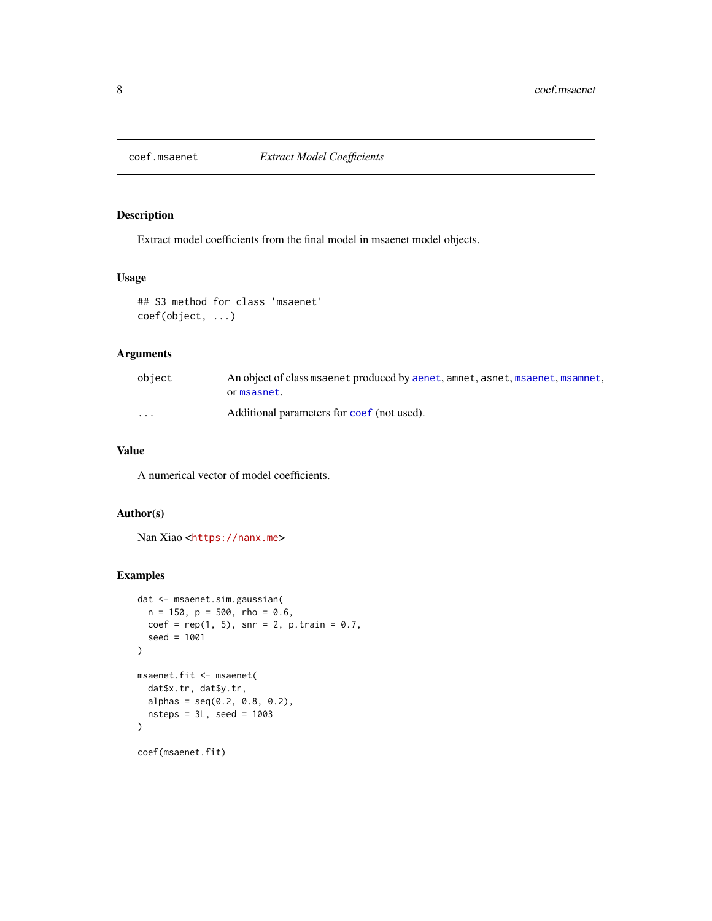# coef.msaenet — *Extract Model Coefficients*

## Description

Extract model coefficients from the final model in msaenet model objects.

## Usage

```
## S3 method for class 'msaenet'
coef(object, ...)
```

## Arguments

| | |
|---|---|
| `object` | An object of class `msaenet` produced by `aenet`, `amnet`, `asnet`, `msaenet`, `msamnet`, or `msasnet`. |
| `...` | Additional parameters for `coef` (not used). |

## Value

A numerical vector of model coefficients.

## Author(s)

Nan Xiao <https://nanx.me>

## Examples

```
dat <- msaenet.sim.gaussian(
  n = 150, p = 500, rho = 0.6,
  coef = rep(1, 5), snr = 2, p.train = 0.7,
  seed = 1001
)

msaenet.fit <- msaenet(
  dat$x.tr, dat$y.tr,
  alphas = seq(0.2, 0.8, 0.2),
  nsteps = 3L, seed = 1003
)

coef(msaenet.fit)
```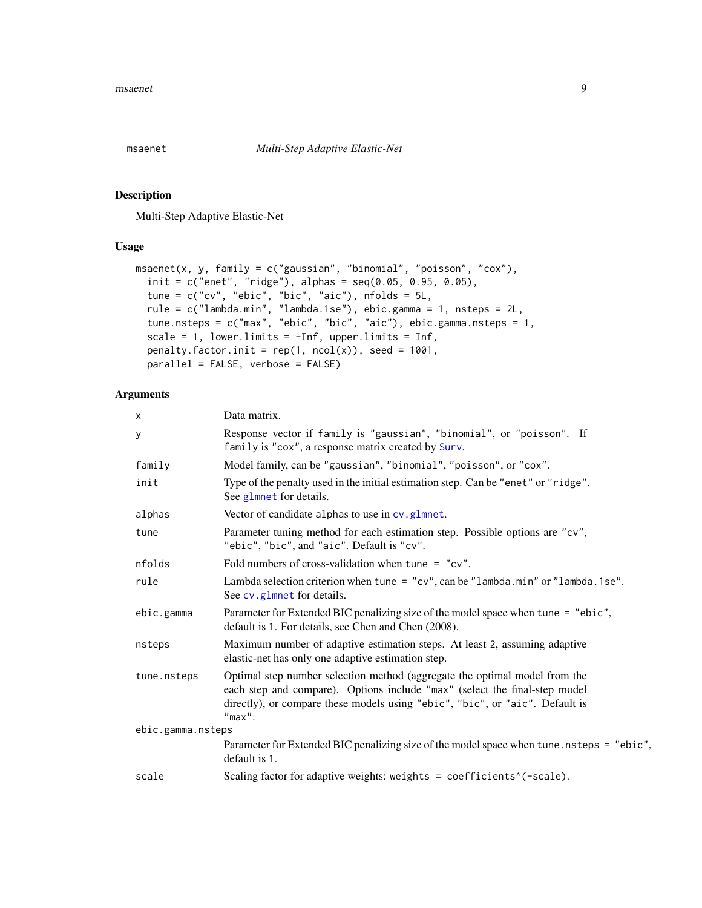msaenet — *Multi-Step Adaptive Elastic-Net*

## Description

Multi-Step Adaptive Elastic-Net

## Usage

```
msaenet(x, y, family = c("gaussian", "binomial", "poisson", "cox"),
  init = c("enet", "ridge"), alphas = seq(0.05, 0.95, 0.05),
  tune = c("cv", "ebic", "bic", "aic"), nfolds = 5L,
  rule = c("lambda.min", "lambda.1se"), ebic.gamma = 1, nsteps = 2L,
  tune.nsteps = c("max", "ebic", "bic", "aic"), ebic.gamma.nsteps = 1,
  scale = 1, lower.limits = -Inf, upper.limits = Inf,
  penalty.factor.init = rep(1, ncol(x)), seed = 1001,
  parallel = FALSE, verbose = FALSE)
```

## Arguments

| | |
|---|---|
| `x` | Data matrix. |
| `y` | Response vector if `family` is `"gaussian"`, `"binomial"`, or `"poisson"`. If `family` is `"cox"`, a response matrix created by `Surv`. |
| `family` | Model family, can be `"gaussian"`, `"binomial"`, `"poisson"`, or `"cox"`. |
| `init` | Type of the penalty used in the initial estimation step. Can be `"enet"` or `"ridge"`. See `glmnet` for details. |
| `alphas` | Vector of candidate `alpha`s to use in `cv.glmnet`. |
| `tune` | Parameter tuning method for each estimation step. Possible options are `"cv"`, `"ebic"`, `"bic"`, and `"aic"`. Default is `"cv"`. |
| `nfolds` | Fold numbers of cross-validation when `tune = "cv"`. |
| `rule` | Lambda selection criterion when `tune = "cv"`, can be `"lambda.min"` or `"lambda.1se"`. See `cv.glmnet` for details. |
| `ebic.gamma` | Parameter for Extended BIC penalizing size of the model space when `tune = "ebic"`, default is `1`. For details, see Chen and Chen (2008). |
| `nsteps` | Maximum number of adaptive estimation steps. At least `2`, assuming adaptive elastic-net has only one adaptive estimation step. |
| `tune.nsteps` | Optimal step number selection method (aggregate the optimal model from the each step and compare). Options include `"max"` (select the final-step model directly), or compare these models using `"ebic"`, `"bic"`, or `"aic"`. Default is `"max"`. |
| `ebic.gamma.nsteps` | Parameter for Extended BIC penalizing size of the model space when `tune.nsteps = "ebic"`, default is `1`. |
| `scale` | Scaling factor for adaptive weights: `weights = coefficients^(-scale)`. |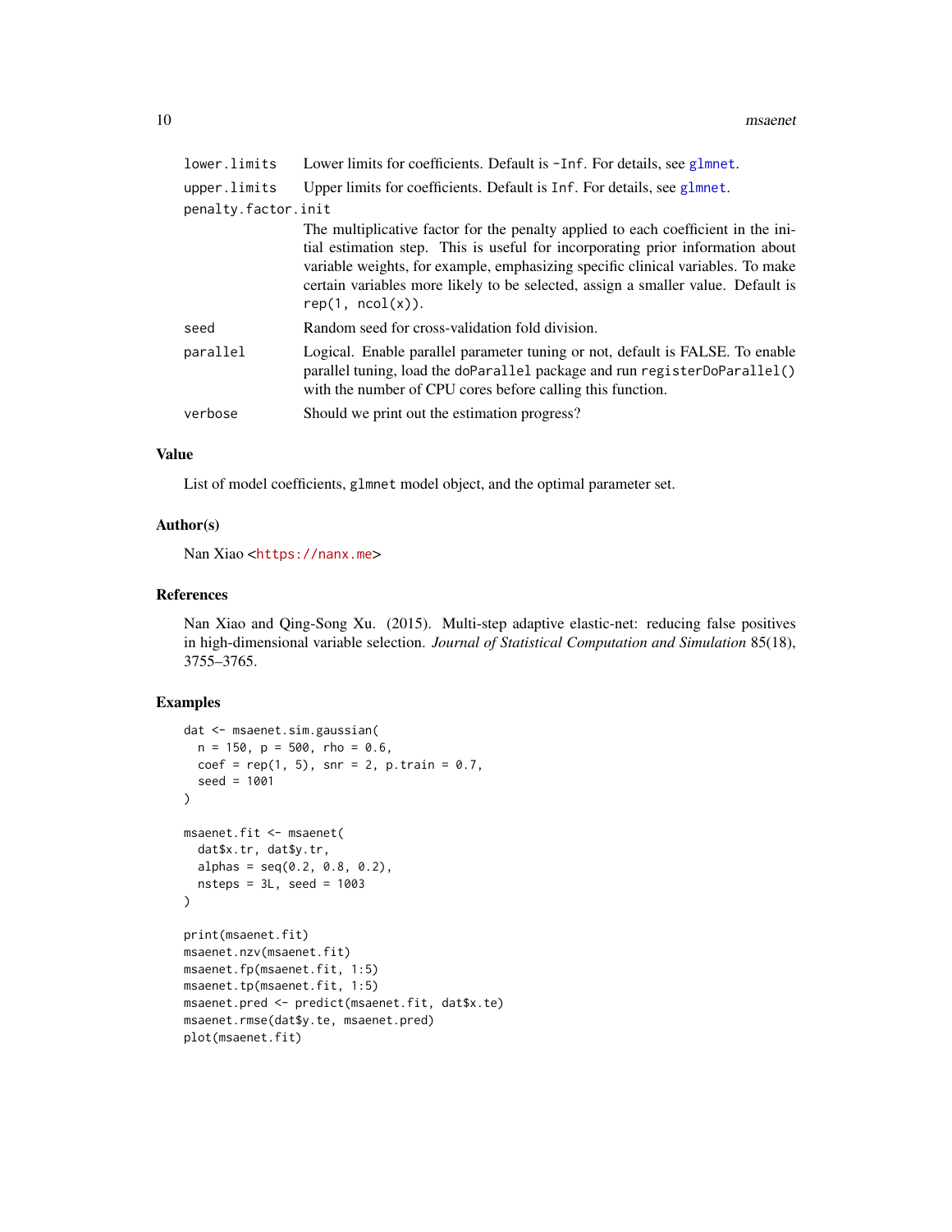| | |
|---|---|
| lower.limits | Lower limits for coefficients. Default is -Inf. For details, see glmnet. |
| upper.limits | Upper limits for coefficients. Default is Inf. For details, see glmnet. |
| penalty.factor.init | The multiplicative factor for the penalty applied to each coefficient in the initial estimation step. This is useful for incorporating prior information about variable weights, for example, emphasizing specific clinical variables. To make certain variables more likely to be selected, assign a smaller value. Default is rep(1, ncol(x)). |
| seed | Random seed for cross-validation fold division. |
| parallel | Logical. Enable parallel parameter tuning or not, default is FALSE. To enable parallel tuning, load the doParallel package and run registerDoParallel() with the number of CPU cores before calling this function. |
| verbose | Should we print out the estimation progress? |

## Value

List of model coefficients, glmnet model object, and the optimal parameter set.

## Author(s)

Nan Xiao <https://nanx.me>

## References

Nan Xiao and Qing-Song Xu. (2015). Multi-step adaptive elastic-net: reducing false positives in high-dimensional variable selection. *Journal of Statistical Computation and Simulation* 85(18), 3755–3765.

## Examples

```
dat <- msaenet.sim.gaussian(
  n = 150, p = 500, rho = 0.6,
  coef = rep(1, 5), snr = 2, p.train = 0.7,
  seed = 1001
)

msaenet.fit <- msaenet(
  dat$x.tr, dat$y.tr,
  alphas = seq(0.2, 0.8, 0.2),
  nsteps = 3L, seed = 1003
)

print(msaenet.fit)
msaenet.nzv(msaenet.fit)
msaenet.fp(msaenet.fit, 1:5)
msaenet.tp(msaenet.fit, 1:5)
msaenet.pred <- predict(msaenet.fit, dat$x.te)
msaenet.rmse(dat$y.te, msaenet.pred)
plot(msaenet.fit)
```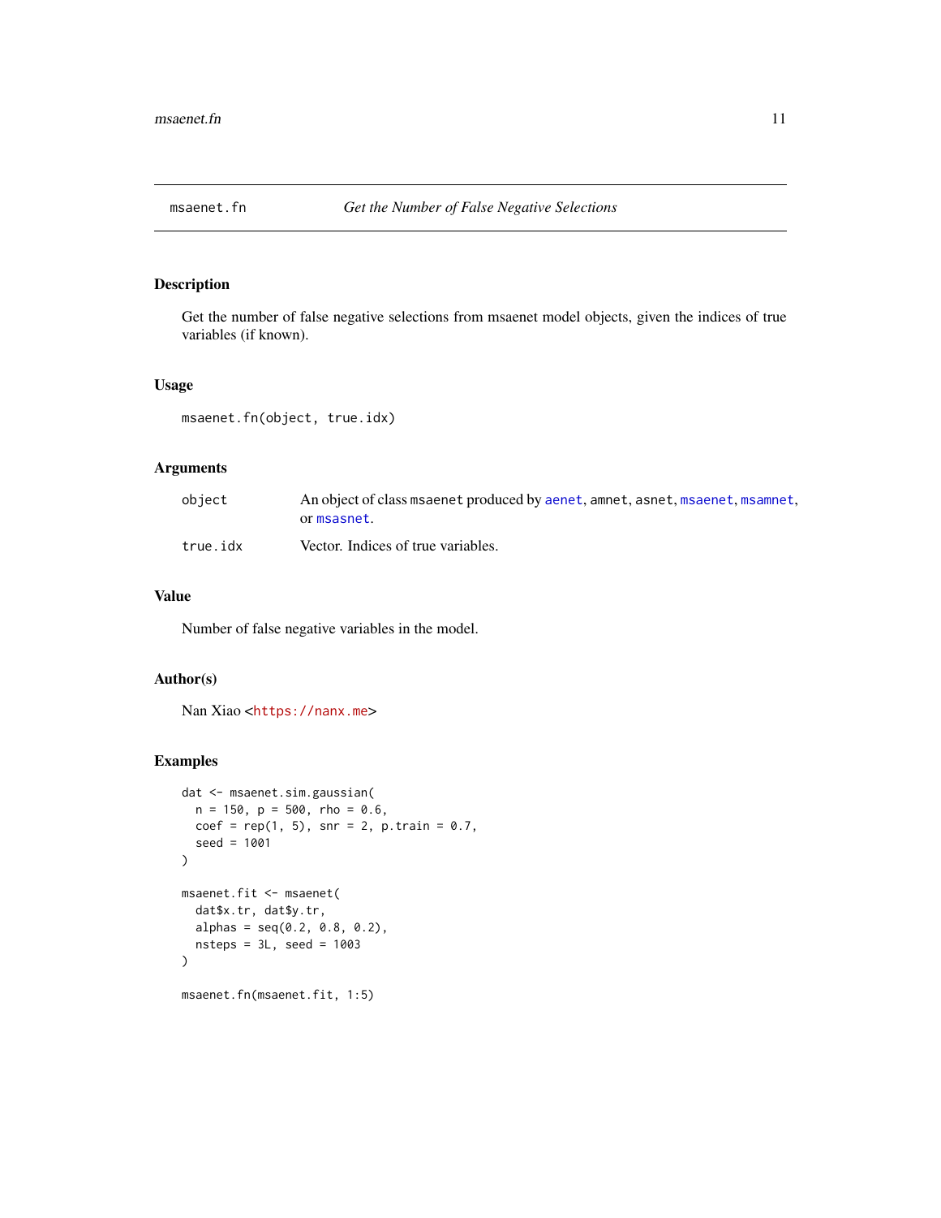# msaenet.fn

*Get the Number of False Negative Selections*

## Description

Get the number of false negative selections from msaenet model objects, given the indices of true variables (if known).

## Usage

```
msaenet.fn(object, true.idx)
```

## Arguments

| | |
|---|---|
| object | An object of class `msaenet` produced by `aenet`, `amnet`, `asnet`, `msaenet`, `msamnet`, or `msasnet`. |
| true.idx | Vector. Indices of true variables. |

## Value

Number of false negative variables in the model.

## Author(s)

Nan Xiao <https://nanx.me>

## Examples

```
dat <- msaenet.sim.gaussian(
  n = 150, p = 500, rho = 0.6,
  coef = rep(1, 5), snr = 2, p.train = 0.7,
  seed = 1001
)

msaenet.fit <- msaenet(
  dat$x.tr, dat$y.tr,
  alphas = seq(0.2, 0.8, 0.2),
  nsteps = 3L, seed = 1003
)

msaenet.fn(msaenet.fit, 1:5)
```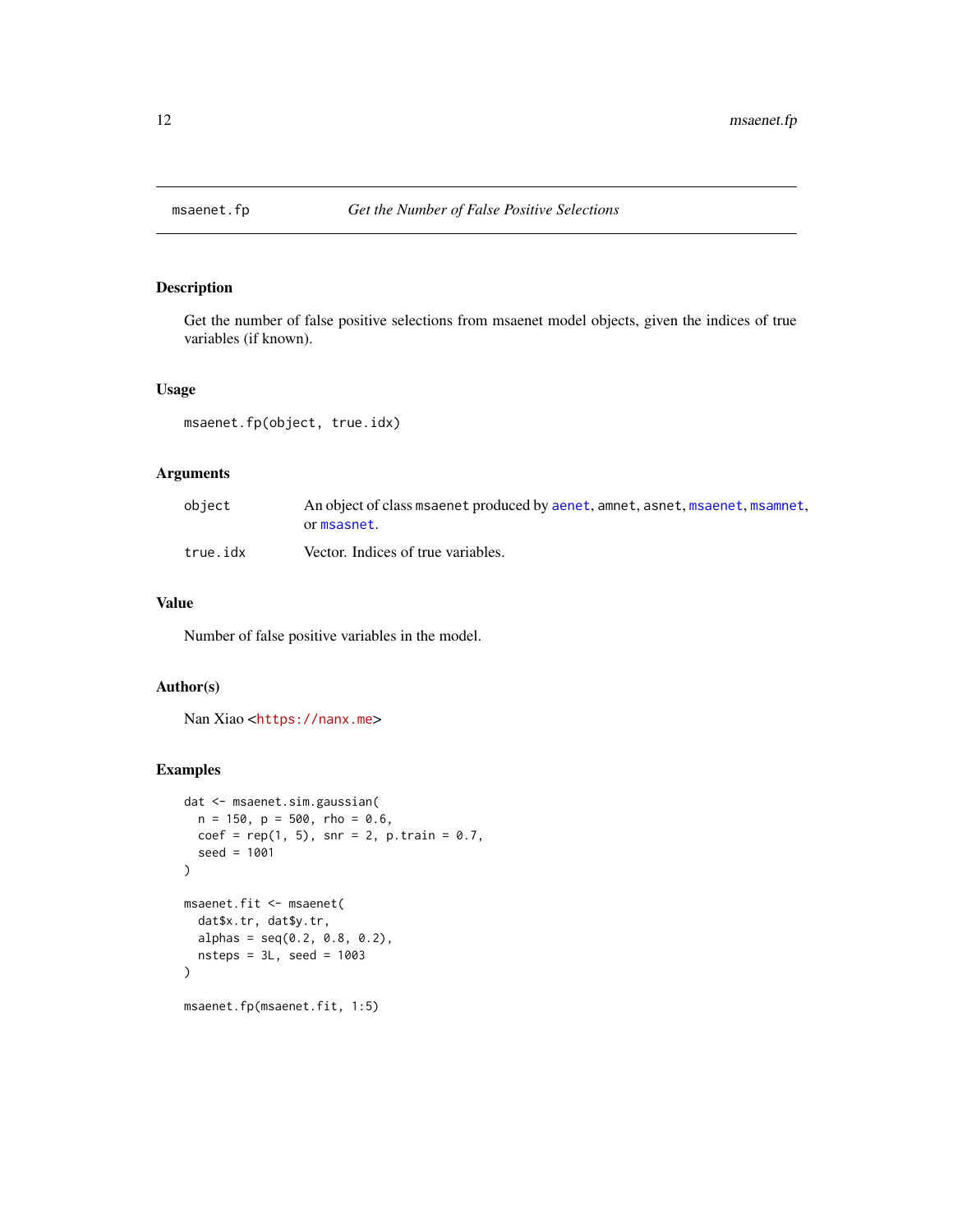# msaenet.fp — *Get the Number of False Positive Selections*

## Description

Get the number of false positive selections from msaenet model objects, given the indices of true variables (if known).

## Usage

```
msaenet.fp(object, true.idx)
```

## Arguments

| | |
|---|---|
| object | An object of class `msaenet` produced by `aenet`, `amnet`, `asnet`, `msaenet`, `msamnet`, or `msasnet`. |
| true.idx | Vector. Indices of true variables. |

## Value

Number of false positive variables in the model.

## Author(s)

Nan Xiao <https://nanx.me>

## Examples

```
dat <- msaenet.sim.gaussian(
  n = 150, p = 500, rho = 0.6,
  coef = rep(1, 5), snr = 2, p.train = 0.7,
  seed = 1001
)

msaenet.fit <- msaenet(
  dat$x.tr, dat$y.tr,
  alphas = seq(0.2, 0.8, 0.2),
  nsteps = 3L, seed = 1003
)

msaenet.fp(msaenet.fit, 1:5)
```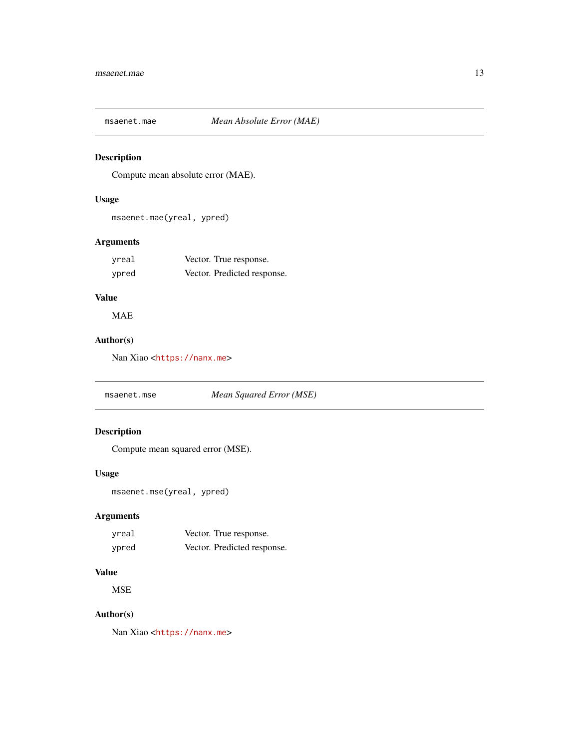## msaenet.mae — *Mean Absolute Error (MAE)*

### Description

Compute mean absolute error (MAE).

### Usage

```
msaenet.mae(yreal, ypred)
```

### Arguments

| | |
|---|---|
| `yreal` | Vector. True response. |
| `ypred` | Vector. Predicted response. |

### Value

MAE

### Author(s)

Nan Xiao <https://nanx.me>

## msaenet.mse — *Mean Squared Error (MSE)*

### Description

Compute mean squared error (MSE).

### Usage

```
msaenet.mse(yreal, ypred)
```

### Arguments

| | |
|---|---|
| `yreal` | Vector. True response. |
| `ypred` | Vector. Predicted response. |

### Value

MSE

### Author(s)

Nan Xiao <https://nanx.me>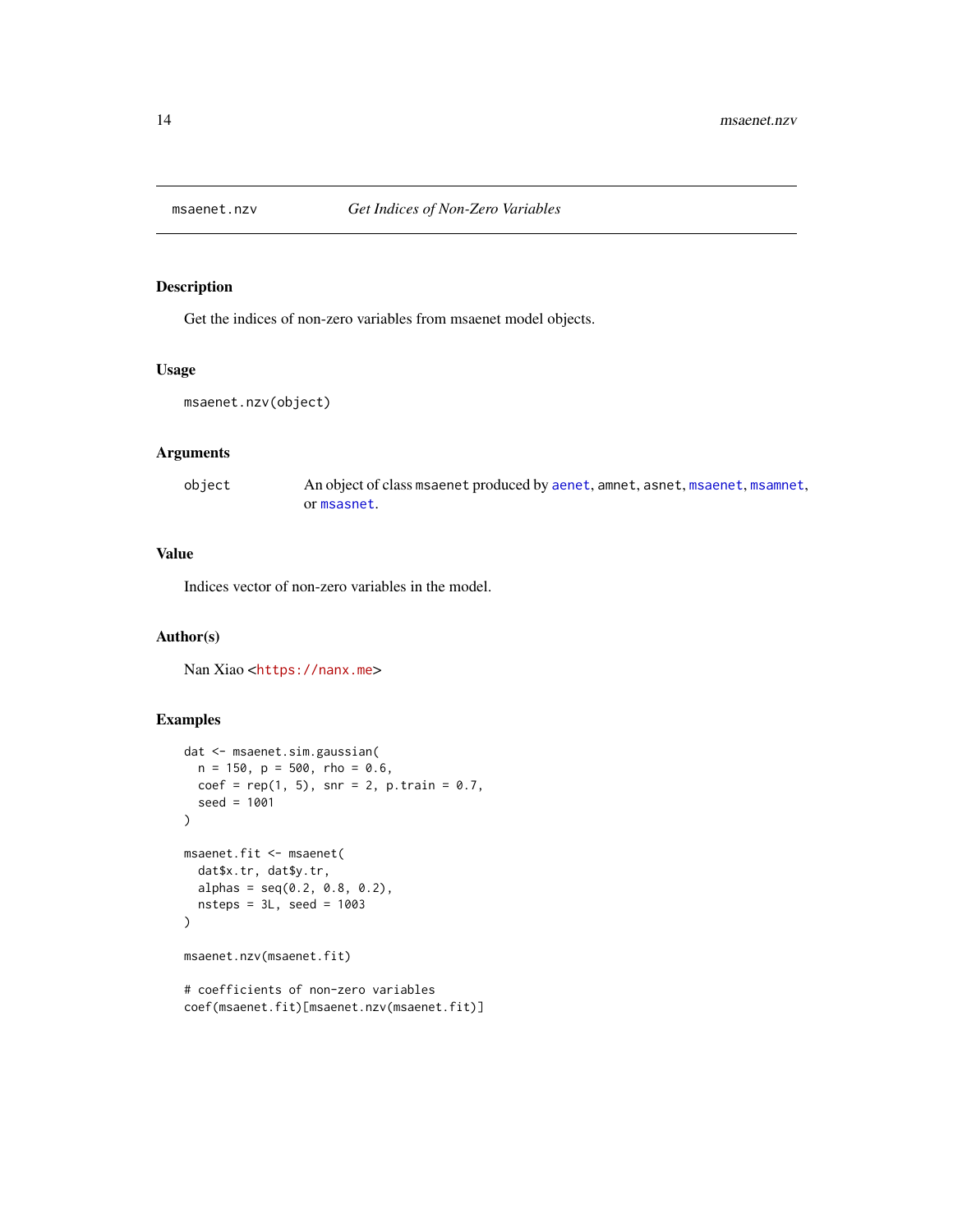## msaenet.nzv    *Get Indices of Non-Zero Variables*

### Description

Get the indices of non-zero variables from msaenet model objects.

### Usage

```
msaenet.nzv(object)
```

### Arguments

| | |
|---|---|
| `object` | An object of class `msaenet` produced by `aenet`, `amnet`, `asnet`, `msaenet`, `msamnet`, or `msasnet`. |

### Value

Indices vector of non-zero variables in the model.

### Author(s)

Nan Xiao <https://nanx.me>

### Examples

```
dat <- msaenet.sim.gaussian(
  n = 150, p = 500, rho = 0.6,
  coef = rep(1, 5), snr = 2, p.train = 0.7,
  seed = 1001
)

msaenet.fit <- msaenet(
  dat$x.tr, dat$y.tr,
  alphas = seq(0.2, 0.8, 0.2),
  nsteps = 3L, seed = 1003
)

msaenet.nzv(msaenet.fit)

# coefficients of non-zero variables
coef(msaenet.fit)[msaenet.nzv(msaenet.fit)]
```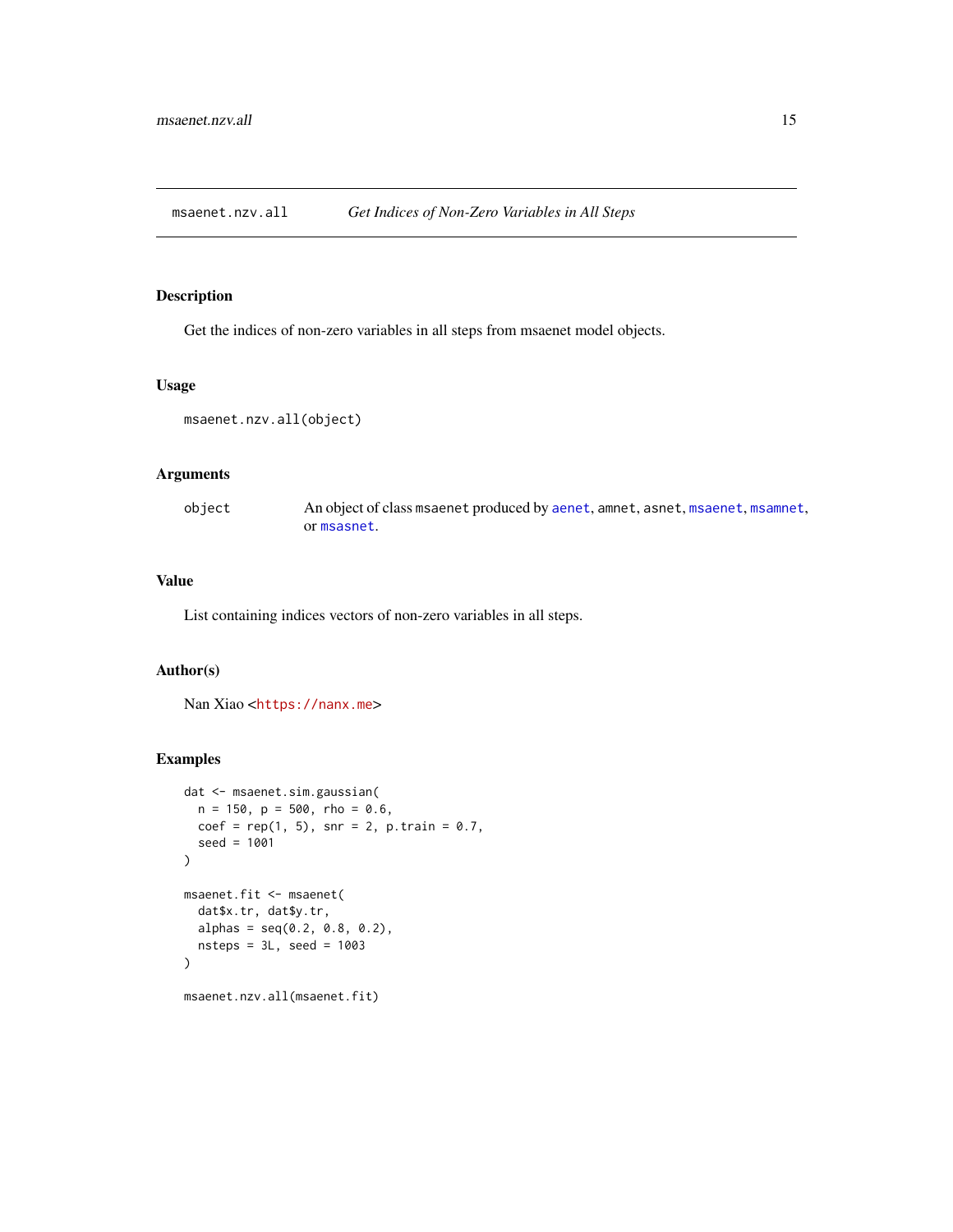# msaenet.nzv.all *Get Indices of Non-Zero Variables in All Steps*

## Description

Get the indices of non-zero variables in all steps from msaenet model objects.

## Usage

```
msaenet.nzv.all(object)
```

## Arguments

| | |
|---|---|
| object | An object of class `msaenet` produced by `aenet`, `amnet`, `asnet`, `msaenet`, `msamnet`, or `msasnet`. |

## Value

List containing indices vectors of non-zero variables in all steps.

## Author(s)

Nan Xiao <https://nanx.me>

## Examples

```
dat <- msaenet.sim.gaussian(
  n = 150, p = 500, rho = 0.6,
  coef = rep(1, 5), snr = 2, p.train = 0.7,
  seed = 1001
)

msaenet.fit <- msaenet(
  dat$x.tr, dat$y.tr,
  alphas = seq(0.2, 0.8, 0.2),
  nsteps = 3L, seed = 1003
)

msaenet.nzv.all(msaenet.fit)
```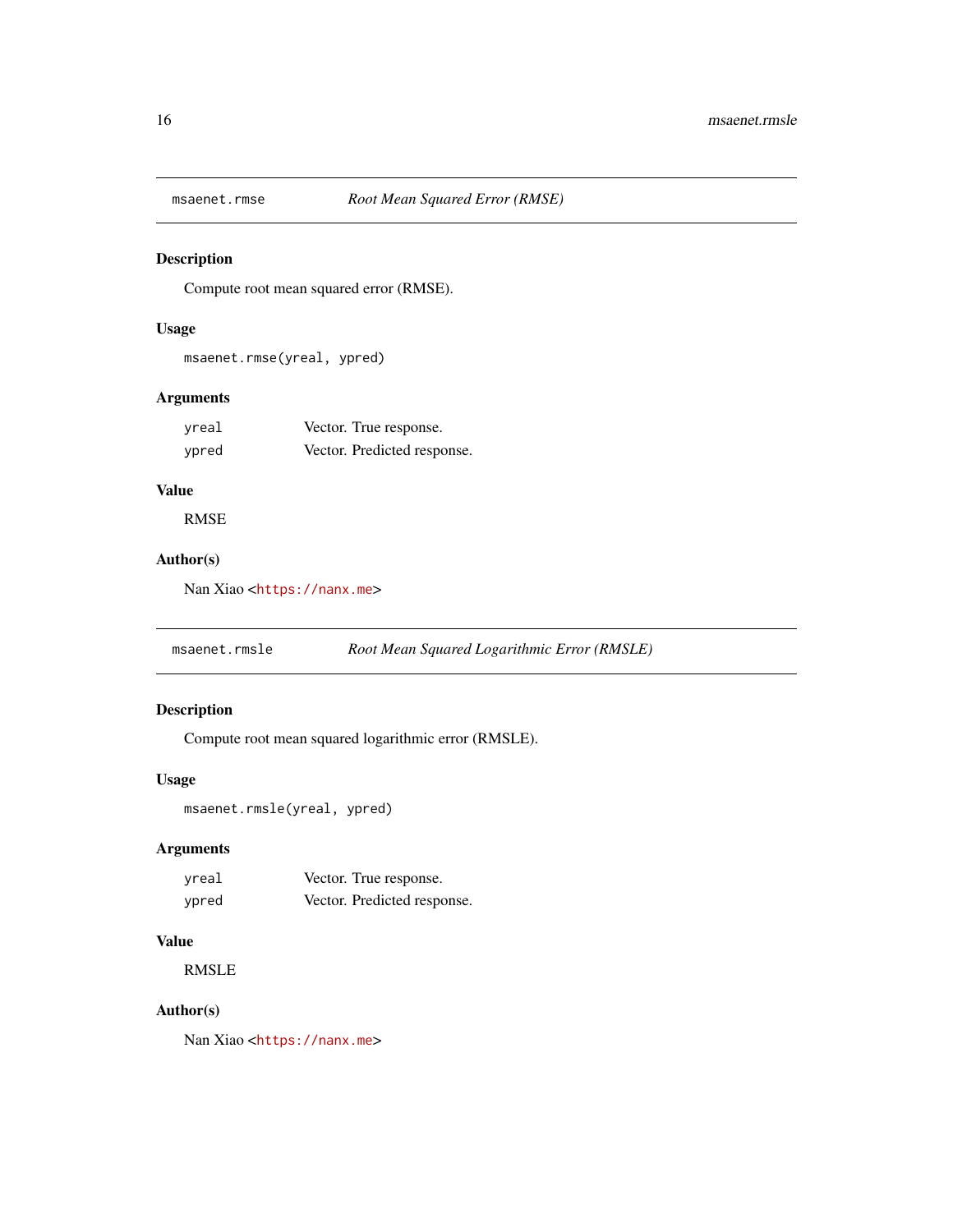## `msaenet.rmse` — *Root Mean Squared Error (RMSE)*

### Description

Compute root mean squared error (RMSE).

### Usage

```
msaenet.rmse(yreal, ypred)
```

### Arguments

| | |
|---|---|
| `yreal` | Vector. True response. |
| `ypred` | Vector. Predicted response. |

### Value

RMSE

### Author(s)

Nan Xiao <https://nanx.me>

## `msaenet.rmsle` — *Root Mean Squared Logarithmic Error (RMSLE)*

### Description

Compute root mean squared logarithmic error (RMSLE).

### Usage

```
msaenet.rmsle(yreal, ypred)
```

### Arguments

| | |
|---|---|
| `yreal` | Vector. True response. |
| `ypred` | Vector. Predicted response. |

### Value

RMSLE

### Author(s)

Nan Xiao <https://nanx.me>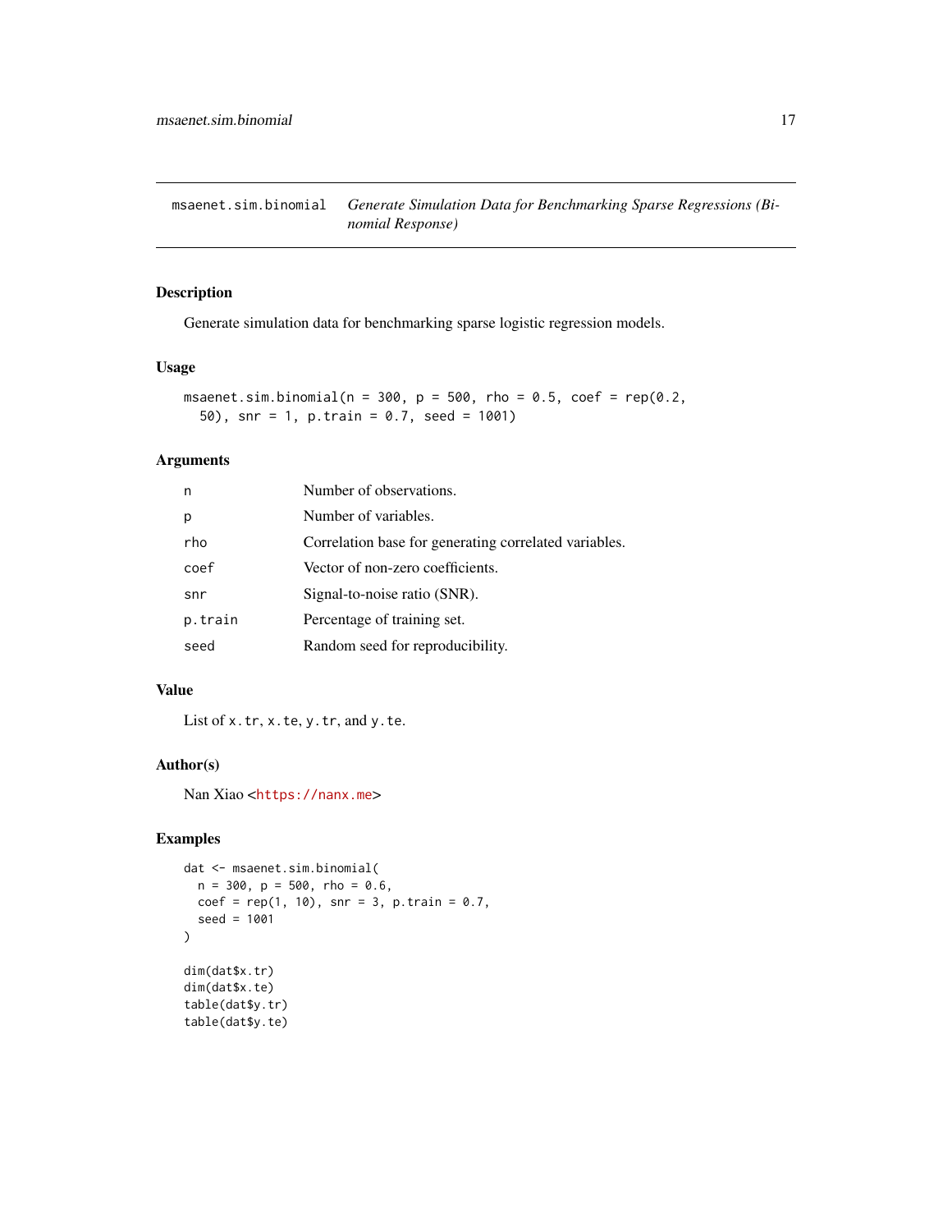# msaenet.sim.binomial — *Generate Simulation Data for Benchmarking Sparse Regressions (Binomial Response)*

## Description

Generate simulation data for benchmarking sparse logistic regression models.

## Usage

```
msaenet.sim.binomial(n = 300, p = 500, rho = 0.5, coef = rep(0.2,
  50), snr = 1, p.train = 0.7, seed = 1001)
```

## Arguments

| | |
|---|---|
| n | Number of observations. |
| p | Number of variables. |
| rho | Correlation base for generating correlated variables. |
| coef | Vector of non-zero coefficients. |
| snr | Signal-to-noise ratio (SNR). |
| p.train | Percentage of training set. |
| seed | Random seed for reproducibility. |

## Value

List of `x.tr`, `x.te`, `y.tr`, and `y.te`.

## Author(s)

Nan Xiao <https://nanx.me>

## Examples

```
dat <- msaenet.sim.binomial(
  n = 300, p = 500, rho = 0.6,
  coef = rep(1, 10), snr = 3, p.train = 0.7,
  seed = 1001
)

dim(dat$x.tr)
dim(dat$x.te)
table(dat$y.tr)
table(dat$y.te)
```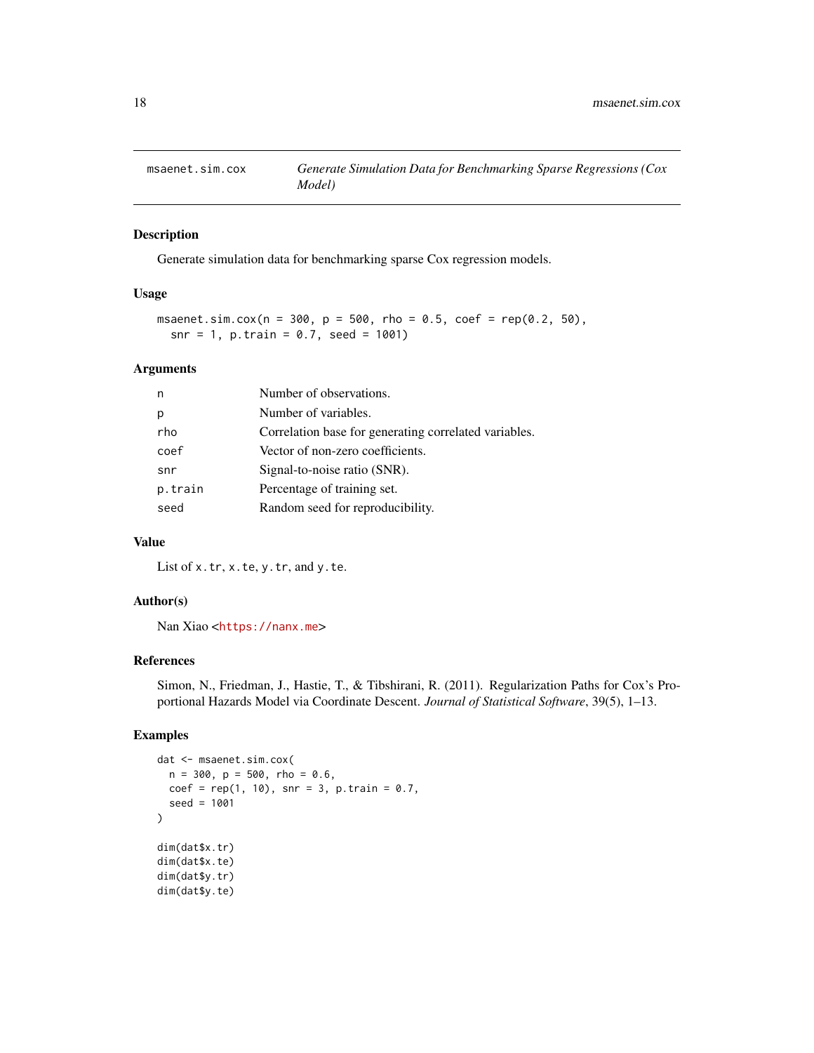# msaenet.sim.cox — *Generate Simulation Data for Benchmarking Sparse Regressions (Cox Model)*

## Description

Generate simulation data for benchmarking sparse Cox regression models.

## Usage

```
msaenet.sim.cox(n = 300, p = 500, rho = 0.5, coef = rep(0.2, 50),
  snr = 1, p.train = 0.7, seed = 1001)
```

## Arguments

| | |
|---|---|
| n | Number of observations. |
| p | Number of variables. |
| rho | Correlation base for generating correlated variables. |
| coef | Vector of non-zero coefficients. |
| snr | Signal-to-noise ratio (SNR). |
| p.train | Percentage of training set. |
| seed | Random seed for reproducibility. |

## Value

List of `x.tr`, `x.te`, `y.tr`, and `y.te`.

## Author(s)

Nan Xiao <https://nanx.me>

## References

Simon, N., Friedman, J., Hastie, T., & Tibshirani, R. (2011). Regularization Paths for Cox's Proportional Hazards Model via Coordinate Descent. *Journal of Statistical Software*, 39(5), 1–13.

## Examples

```
dat <- msaenet.sim.cox(
  n = 300, p = 500, rho = 0.6,
  coef = rep(1, 10), snr = 3, p.train = 0.7,
  seed = 1001
)

dim(dat$x.tr)
dim(dat$x.te)
dim(dat$y.tr)
dim(dat$y.te)
```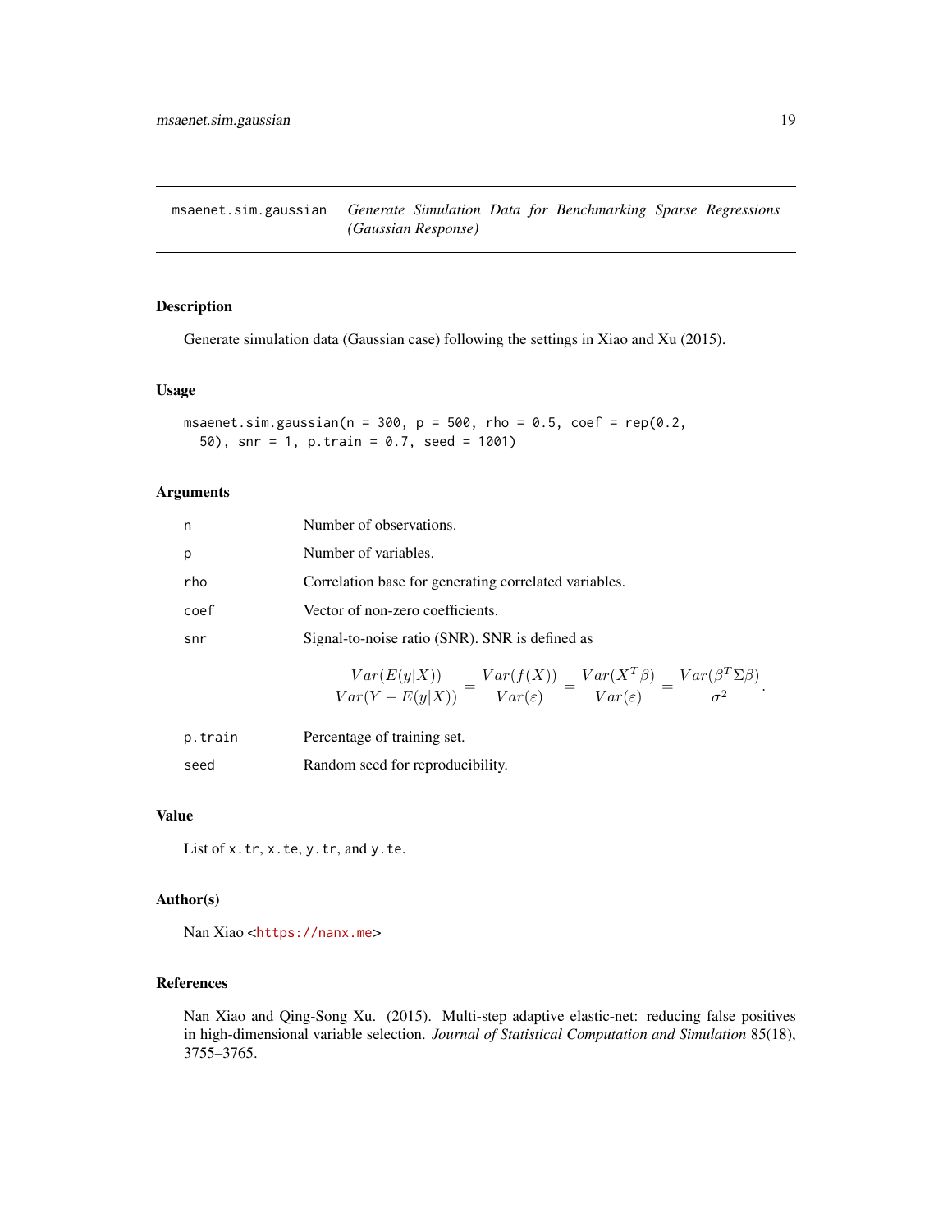## msaenet.sim.gaussian — *Generate Simulation Data for Benchmarking Sparse Regressions (Gaussian Response)*

### Description

Generate simulation data (Gaussian case) following the settings in Xiao and Xu (2015).

### Usage

```
msaenet.sim.gaussian(n = 300, p = 500, rho = 0.5, coef = rep(0.2,
  50), snr = 1, p.train = 0.7, seed = 1001)
```

### Arguments

| | |
|---|---|
| n | Number of observations. |
| p | Number of variables. |
| rho | Correlation base for generating correlated variables. |
| coef | Vector of non-zero coefficients. |
| snr | Signal-to-noise ratio (SNR). SNR is defined as $$\frac{Var(E(y\|X))}{Var(Y - E(y\|X))} = \frac{Var(f(X))}{Var(\varepsilon)} = \frac{Var(X^T \beta)}{Var(\varepsilon)} = \frac{Var(\beta^T \Sigma \beta)}{\sigma^2}.$$ |
| p.train | Percentage of training set. |
| seed | Random seed for reproducibility. |

### Value

List of `x.tr`, `x.te`, `y.tr`, and `y.te`.

### Author(s)

Nan Xiao <https://nanx.me>

### References

Nan Xiao and Qing-Song Xu. (2015). Multi-step adaptive elastic-net: reducing false positives in high-dimensional variable selection. *Journal of Statistical Computation and Simulation* 85(18), 3755–3765.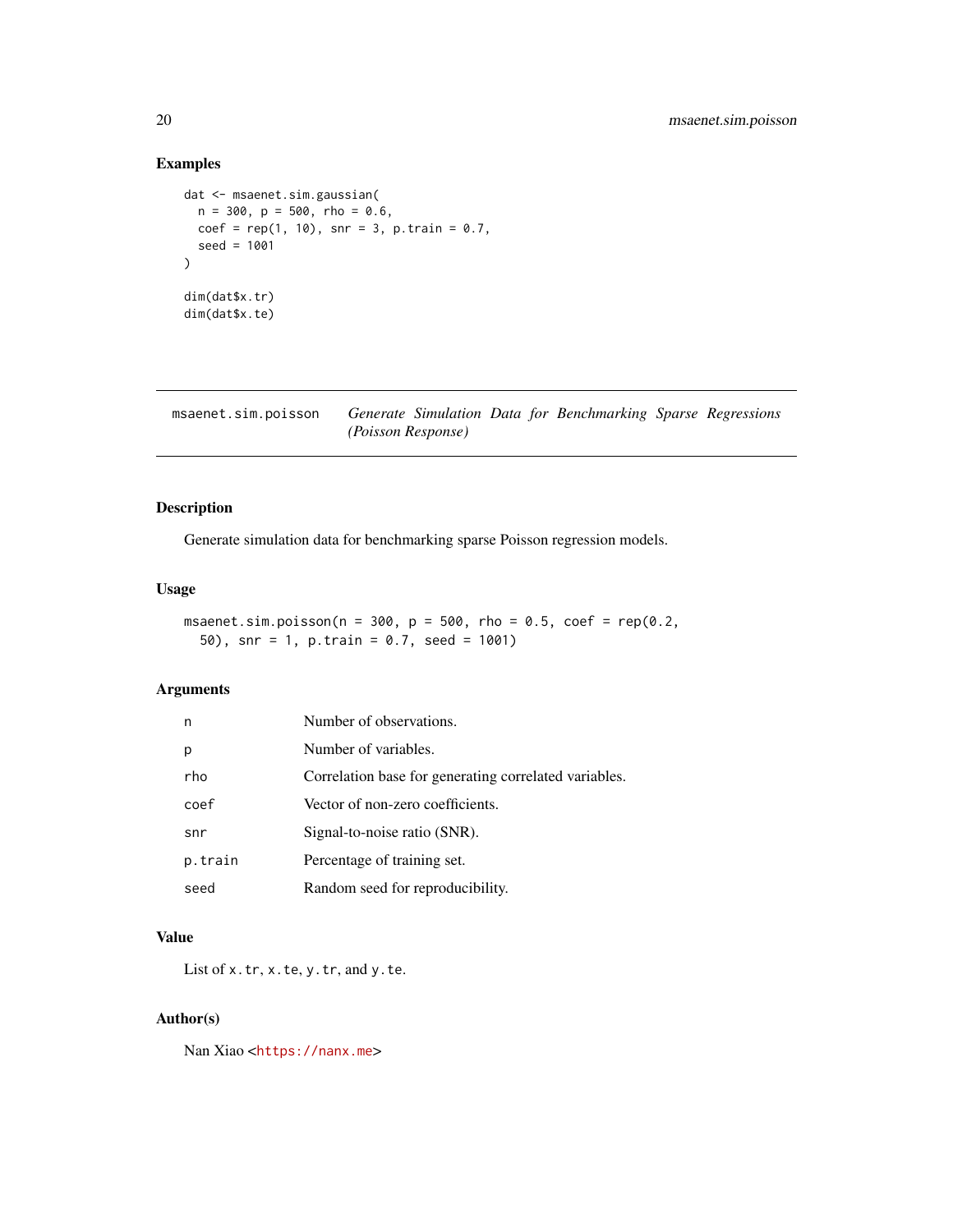## Examples

```
dat <- msaenet.sim.gaussian(
  n = 300, p = 500, rho = 0.6,
  coef = rep(1, 10), snr = 3, p.train = 0.7,
  seed = 1001
)

dim(dat$x.tr)
dim(dat$x.te)
```

---

# msaenet.sim.poisson — *Generate Simulation Data for Benchmarking Sparse Regressions (Poisson Response)*

---

## Description

Generate simulation data for benchmarking sparse Poisson regression models.

## Usage

```
msaenet.sim.poisson(n = 300, p = 500, rho = 0.5, coef = rep(0.2,
  50), snr = 1, p.train = 0.7, seed = 1001)
```

## Arguments

| | |
|---|---|
| n | Number of observations. |
| p | Number of variables. |
| rho | Correlation base for generating correlated variables. |
| coef | Vector of non-zero coefficients. |
| snr | Signal-to-noise ratio (SNR). |
| p.train | Percentage of training set. |
| seed | Random seed for reproducibility. |

## Value

List of `x.tr`, `x.te`, `y.tr`, and `y.te`.

## Author(s)

Nan Xiao <https://nanx.me>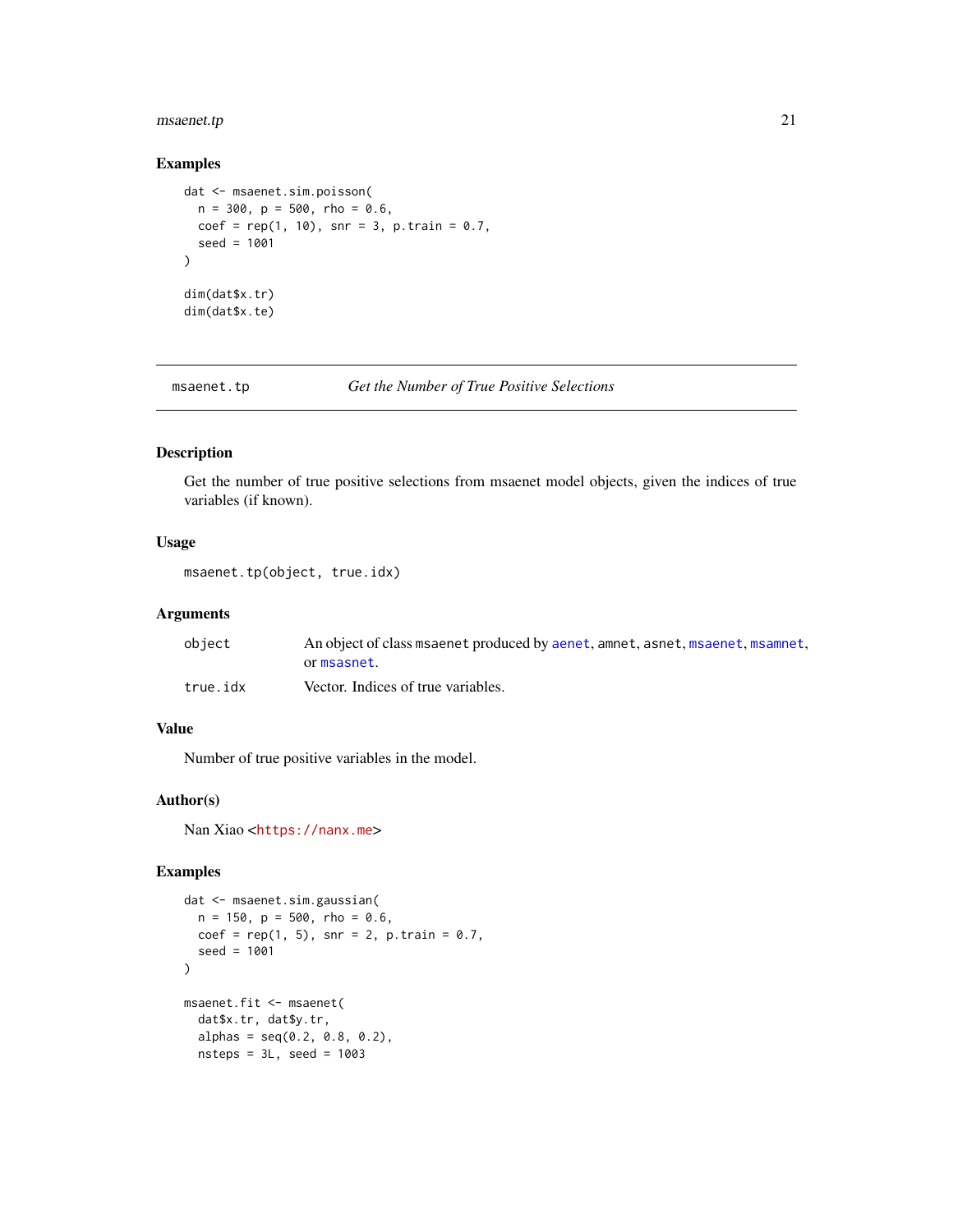## Examples

```
dat <- msaenet.sim.poisson(
  n = 300, p = 500, rho = 0.6,
  coef = rep(1, 10), snr = 3, p.train = 0.7,
  seed = 1001
)

dim(dat$x.tr)
dim(dat$x.te)
```

---

`msaenet.tp` *Get the Number of True Positive Selections*

---

## Description

Get the number of true positive selections from msaenet model objects, given the indices of true variables (if known).

## Usage

```
msaenet.tp(object, true.idx)
```

## Arguments

| | |
|---|---|
| `object` | An object of class `msaenet` produced by `aenet`, `amnet`, `asnet`, `msaenet`, `msamnet`, or `msasnet`. |
| `true.idx` | Vector. Indices of true variables. |

## Value

Number of true positive variables in the model.

## Author(s)

Nan Xiao <https://nanx.me>

## Examples

```
dat <- msaenet.sim.gaussian(
  n = 150, p = 500, rho = 0.6,
  coef = rep(1, 5), snr = 2, p.train = 0.7,
  seed = 1001
)

msaenet.fit <- msaenet(
  dat$x.tr, dat$y.tr,
  alphas = seq(0.2, 0.8, 0.2),
  nsteps = 3L, seed = 1003
```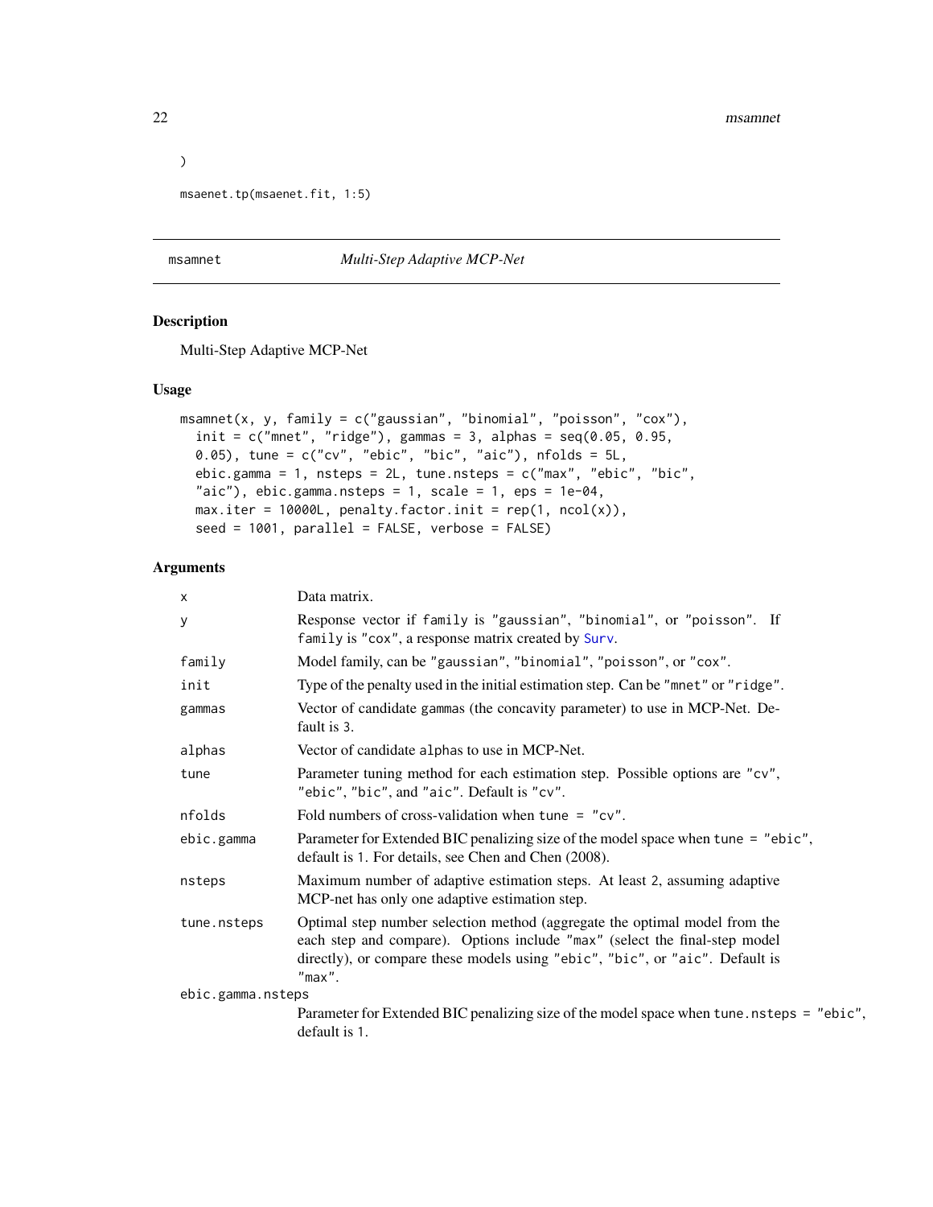```
)

msaenet.tp(msaenet.fit, 1:5)
```

## msamnet — *Multi-Step Adaptive MCP-Net*

### Description

Multi-Step Adaptive MCP-Net

### Usage

```
msamnet(x, y, family = c("gaussian", "binomial", "poisson", "cox"),
  init = c("mnet", "ridge"), gammas = 3, alphas = seq(0.05, 0.95,
  0.05), tune = c("cv", "ebic", "bic", "aic"), nfolds = 5L,
  ebic.gamma = 1, nsteps = 2L, tune.nsteps = c("max", "ebic", "bic",
  "aic"), ebic.gamma.nsteps = 1, scale = 1, eps = 1e-04,
  max.iter = 10000L, penalty.factor.init = rep(1, ncol(x)),
  seed = 1001, parallel = FALSE, verbose = FALSE)
```

### Arguments

| | |
|---|---|
| `x` | Data matrix. |
| `y` | Response vector if `family` is `"gaussian"`, `"binomial"`, or `"poisson"`. If `family` is `"cox"`, a response matrix created by `Surv`. |
| `family` | Model family, can be `"gaussian"`, `"binomial"`, `"poisson"`, or `"cox"`. |
| `init` | Type of the penalty used in the initial estimation step. Can be `"mnet"` or `"ridge"`. |
| `gammas` | Vector of candidate gammas (the concavity parameter) to use in MCP-Net. Default is 3. |
| `alphas` | Vector of candidate `alpha`s to use in MCP-Net. |
| `tune` | Parameter tuning method for each estimation step. Possible options are `"cv"`, `"ebic"`, `"bic"`, and `"aic"`. Default is `"cv"`. |
| `nfolds` | Fold numbers of cross-validation when `tune = "cv"`. |
| `ebic.gamma` | Parameter for Extended BIC penalizing size of the model space when `tune = "ebic"`, default is 1. For details, see Chen and Chen (2008). |
| `nsteps` | Maximum number of adaptive estimation steps. At least 2, assuming adaptive MCP-net has only one adaptive estimation step. |
| `tune.nsteps` | Optimal step number selection method (aggregate the optimal model from the each step and compare). Options include `"max"` (select the final-step model directly), or compare these models using `"ebic"`, `"bic"`, or `"aic"`. Default is `"max"`. |
| `ebic.gamma.nsteps` | Parameter for Extended BIC penalizing size of the model space when `tune.nsteps = "ebic"`, default is 1. |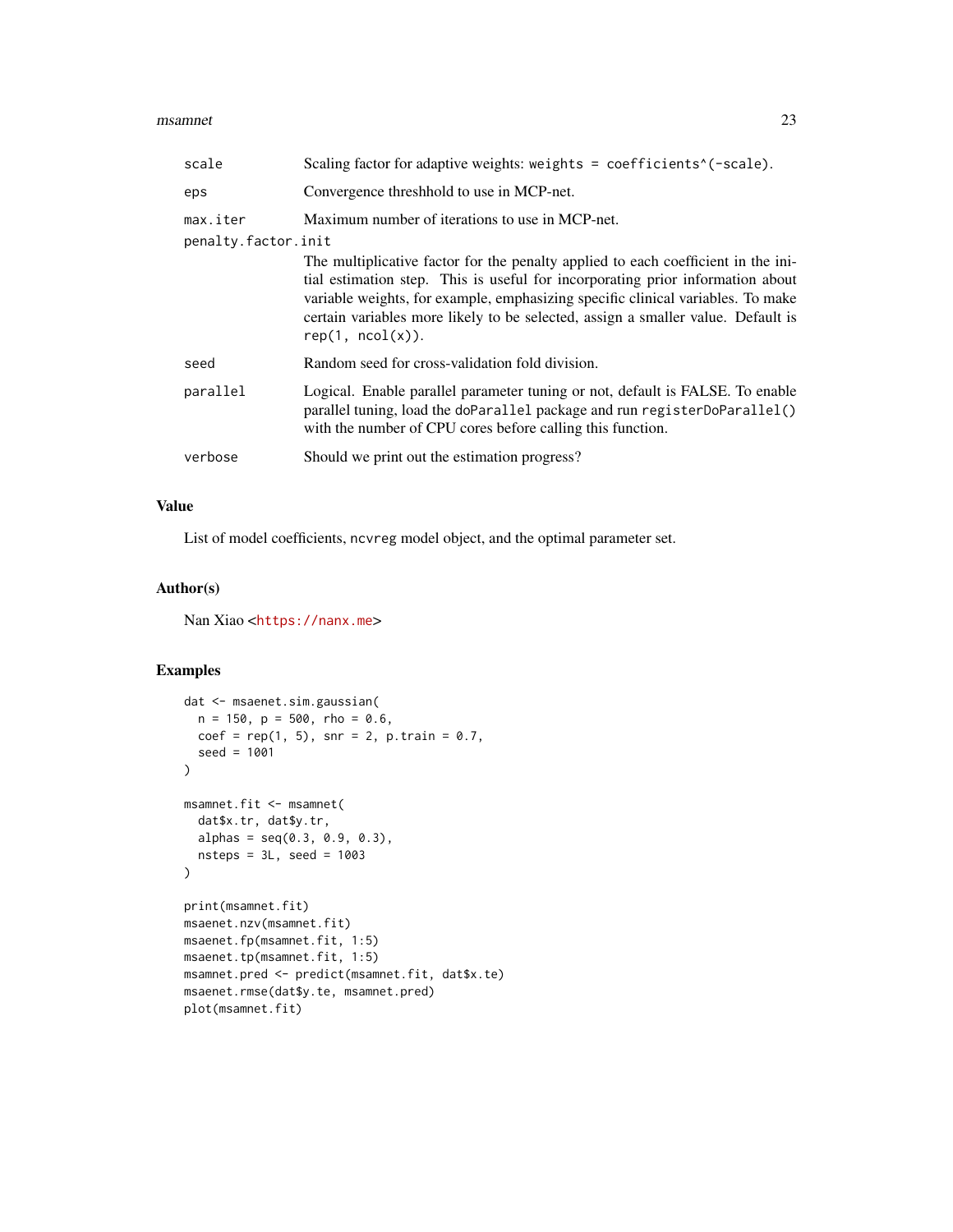| | |
|---|---|
| `scale` | Scaling factor for adaptive weights: `weights = coefficients^(-scale)`. |
| `eps` | Convergence threshhold to use in MCP-net. |
| `max.iter` | Maximum number of iterations to use in MCP-net. |
| `penalty.factor.init` | The multiplicative factor for the penalty applied to each coefficient in the initial estimation step. This is useful for incorporating prior information about variable weights, for example, emphasizing specific clinical variables. To make certain variables more likely to be selected, assign a smaller value. Default is `rep(1, ncol(x))`. |
| `seed` | Random seed for cross-validation fold division. |
| `parallel` | Logical. Enable parallel parameter tuning or not, default is FALSE. To enable parallel tuning, load the `doParallel` package and run `registerDoParallel()` with the number of CPU cores before calling this function. |
| `verbose` | Should we print out the estimation progress? |

## Value

List of model coefficients, `ncvreg` model object, and the optimal parameter set.

## Author(s)

Nan Xiao <https://nanx.me>

## Examples

```
dat <- msaenet.sim.gaussian(
  n = 150, p = 500, rho = 0.6,
  coef = rep(1, 5), snr = 2, p.train = 0.7,
  seed = 1001
)

msamnet.fit <- msamnet(
  dat$x.tr, dat$y.tr,
  alphas = seq(0.3, 0.9, 0.3),
  nsteps = 3L, seed = 1003
)

print(msamnet.fit)
msaenet.nzv(msamnet.fit)
msaenet.fp(msamnet.fit, 1:5)
msaenet.tp(msamnet.fit, 1:5)
msamnet.pred <- predict(msamnet.fit, dat$x.te)
msaenet.rmse(dat$y.te, msamnet.pred)
plot(msamnet.fit)
```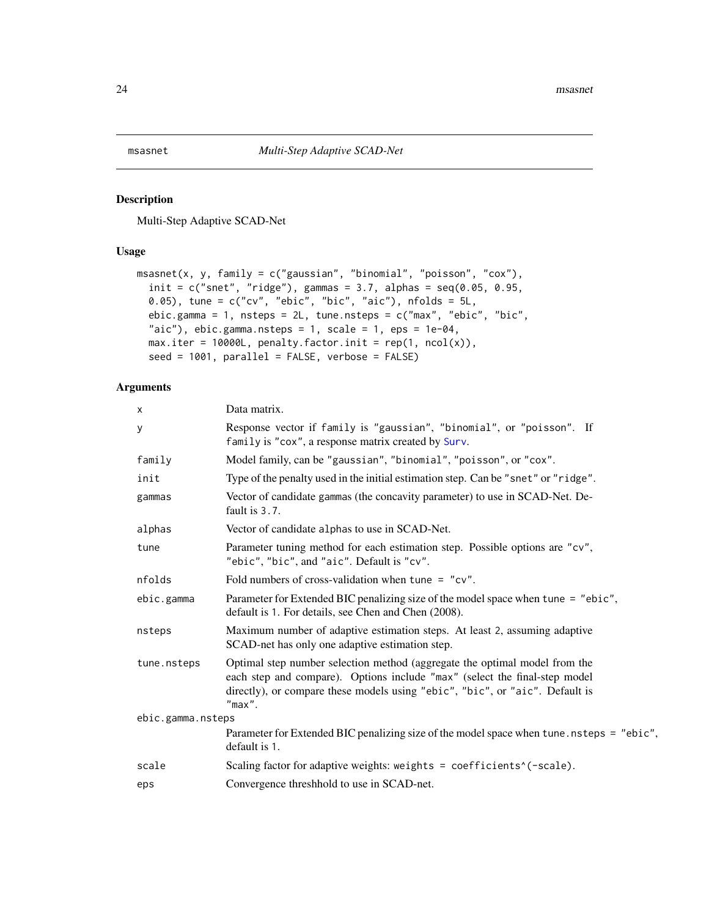msasnet *Multi-Step Adaptive SCAD-Net*

## Description

Multi-Step Adaptive SCAD-Net

## Usage

```
msasnet(x, y, family = c("gaussian", "binomial", "poisson", "cox"),
  init = c("snet", "ridge"), gammas = 3.7, alphas = seq(0.05, 0.95,
  0.05), tune = c("cv", "ebic", "bic", "aic"), nfolds = 5L,
  ebic.gamma = 1, nsteps = 2L, tune.nsteps = c("max", "ebic", "bic",
  "aic"), ebic.gamma.nsteps = 1, scale = 1, eps = 1e-04,
  max.iter = 10000L, penalty.factor.init = rep(1, ncol(x)),
  seed = 1001, parallel = FALSE, verbose = FALSE)
```

## Arguments

| | |
|---|---|
| x | Data matrix. |
| y | Response vector if family is "gaussian", "binomial", or "poisson". If family is "cox", a response matrix created by Surv. |
| family | Model family, can be "gaussian", "binomial", "poisson", or "cox". |
| init | Type of the penalty used in the initial estimation step. Can be "snet" or "ridge". |
| gammas | Vector of candidate gammas (the concavity parameter) to use in SCAD-Net. Default is 3.7. |
| alphas | Vector of candidate alphas to use in SCAD-Net. |
| tune | Parameter tuning method for each estimation step. Possible options are "cv", "ebic", "bic", and "aic". Default is "cv". |
| nfolds | Fold numbers of cross-validation when tune = "cv". |
| ebic.gamma | Parameter for Extended BIC penalizing size of the model space when tune = "ebic", default is 1. For details, see Chen and Chen (2008). |
| nsteps | Maximum number of adaptive estimation steps. At least 2, assuming adaptive SCAD-net has only one adaptive estimation step. |
| tune.nsteps | Optimal step number selection method (aggregate the optimal model from the each step and compare). Options include "max" (select the final-step model directly), or compare these models using "ebic", "bic", or "aic". Default is "max". |
| ebic.gamma.nsteps | Parameter for Extended BIC penalizing size of the model space when tune.nsteps = "ebic", default is 1. |
| scale | Scaling factor for adaptive weights: weights = coefficients^(-scale). |
| eps | Convergence threshhold to use in SCAD-net. |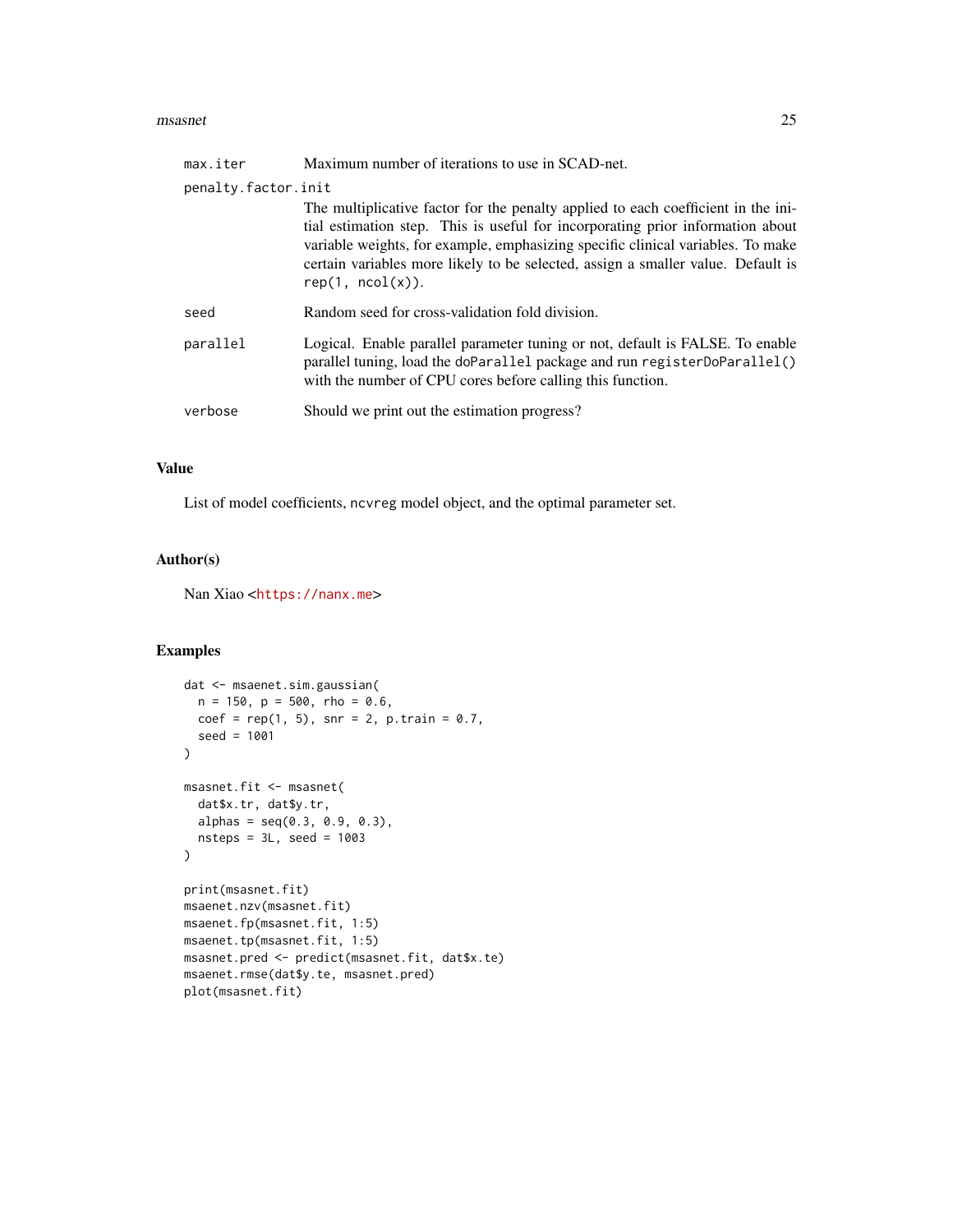| | |
|---|---|
| max.iter | Maximum number of iterations to use in SCAD-net. |
| penalty.factor.init | The multiplicative factor for the penalty applied to each coefficient in the initial estimation step. This is useful for incorporating prior information about variable weights, for example, emphasizing specific clinical variables. To make certain variables more likely to be selected, assign a smaller value. Default is `rep(1, ncol(x))`. |
| seed | Random seed for cross-validation fold division. |
| parallel | Logical. Enable parallel parameter tuning or not, default is FALSE. To enable parallel tuning, load the `doParallel` package and run `registerDoParallel()` with the number of CPU cores before calling this function. |
| verbose | Should we print out the estimation progress? |

## Value

List of model coefficients, `ncvreg` model object, and the optimal parameter set.

## Author(s)

Nan Xiao <https://nanx.me>

## Examples

```
dat <- msaenet.sim.gaussian(
  n = 150, p = 500, rho = 0.6,
  coef = rep(1, 5), snr = 2, p.train = 0.7,
  seed = 1001
)

msasnet.fit <- msasnet(
  dat$x.tr, dat$y.tr,
  alphas = seq(0.3, 0.9, 0.3),
  nsteps = 3L, seed = 1003
)

print(msasnet.fit)
msaenet.nzv(msasnet.fit)
msaenet.fp(msasnet.fit, 1:5)
msaenet.tp(msasnet.fit, 1:5)
msasnet.pred <- predict(msasnet.fit, dat$x.te)
msaenet.rmse(dat$y.te, msasnet.pred)
plot(msasnet.fit)
```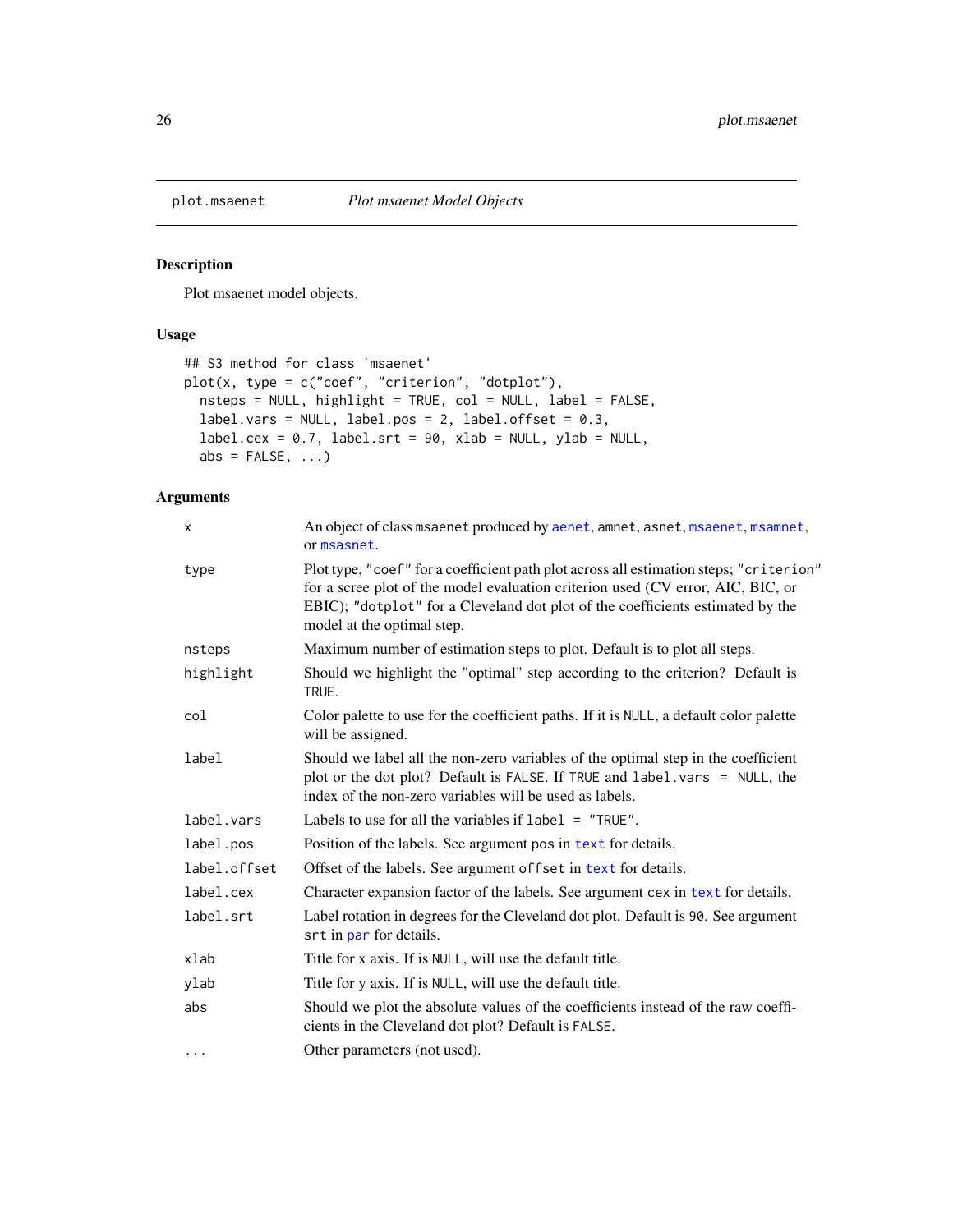`plot.msaenet` *Plot msaenet Model Objects*

## Description

Plot msaenet model objects.

## Usage

```
## S3 method for class 'msaenet'
plot(x, type = c("coef", "criterion", "dotplot"),
  nsteps = NULL, highlight = TRUE, col = NULL, label = FALSE,
  label.vars = NULL, label.pos = 2, label.offset = 0.3,
  label.cex = 0.7, label.srt = 90, xlab = NULL, ylab = NULL,
  abs = FALSE, ...)
```

## Arguments

| | |
|---|---|
| `x` | An object of class `msaenet` produced by `aenet`, `amnet`, `asnet`, `msaenet`, `msamnet`, or `msasnet`. |
| `type` | Plot type, `"coef"` for a coefficient path plot across all estimation steps; `"criterion"` for a scree plot of the model evaluation criterion used (CV error, AIC, BIC, or EBIC); `"dotplot"` for a Cleveland dot plot of the coefficients estimated by the model at the optimal step. |
| `nsteps` | Maximum number of estimation steps to plot. Default is to plot all steps. |
| `highlight` | Should we highlight the "optimal" step according to the criterion? Default is `TRUE`. |
| `col` | Color palette to use for the coefficient paths. If it is `NULL`, a default color palette will be assigned. |
| `label` | Should we label all the non-zero variables of the optimal step in the coefficient plot or the dot plot? Default is `FALSE`. If `TRUE` and `label.vars = NULL`, the index of the non-zero variables will be used as labels. |
| `label.vars` | Labels to use for all the variables if `label = "TRUE"`. |
| `label.pos` | Position of the labels. See argument `pos` in `text` for details. |
| `label.offset` | Offset of the labels. See argument `offset` in `text` for details. |
| `label.cex` | Character expansion factor of the labels. See argument `cex` in `text` for details. |
| `label.srt` | Label rotation in degrees for the Cleveland dot plot. Default is `90`. See argument `srt` in `par` for details. |
| `xlab` | Title for x axis. If is `NULL`, will use the default title. |
| `ylab` | Title for y axis. If is `NULL`, will use the default title. |
| `abs` | Should we plot the absolute values of the coefficients instead of the raw coefficients in the Cleveland dot plot? Default is `FALSE`. |
| `...` | Other parameters (not used). |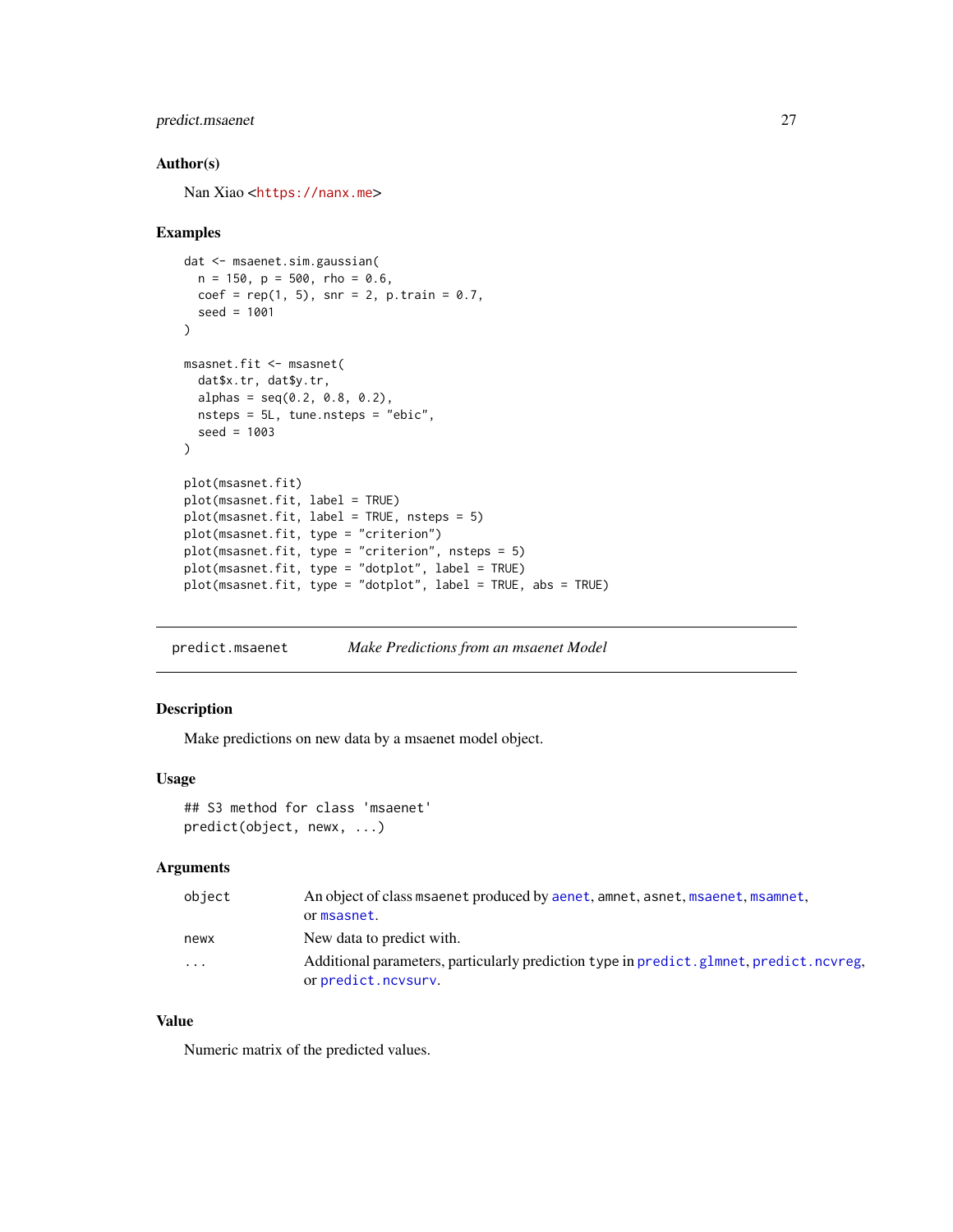## Author(s)

Nan Xiao <https://nanx.me>

## Examples

```
dat <- msaenet.sim.gaussian(
  n = 150, p = 500, rho = 0.6,
  coef = rep(1, 5), snr = 2, p.train = 0.7,
  seed = 1001
)

msasnet.fit <- msasnet(
  dat$x.tr, dat$y.tr,
  alphas = seq(0.2, 0.8, 0.2),
  nsteps = 5L, tune.nsteps = "ebic",
  seed = 1003
)

plot(msasnet.fit)
plot(msasnet.fit, label = TRUE)
plot(msasnet.fit, label = TRUE, nsteps = 5)
plot(msasnet.fit, type = "criterion")
plot(msasnet.fit, type = "criterion", nsteps = 5)
plot(msasnet.fit, type = "dotplot", label = TRUE)
plot(msasnet.fit, type = "dotplot", label = TRUE, abs = TRUE)
```

---

# predict.msaenet — *Make Predictions from an msaenet Model*

## Description

Make predictions on new data by a msaenet model object.

## Usage

```
## S3 method for class 'msaenet'
predict(object, newx, ...)
```

## Arguments

| Argument | Description |
|---|---|
| object | An object of class msaenet produced by aenet, amnet, asnet, msaenet, msamnet, or msasnet. |
| newx | New data to predict with. |
| ... | Additional parameters, particularly prediction type in predict.glmnet, predict.ncvreg, or predict.ncvsurv. |

## Value

Numeric matrix of the predicted values.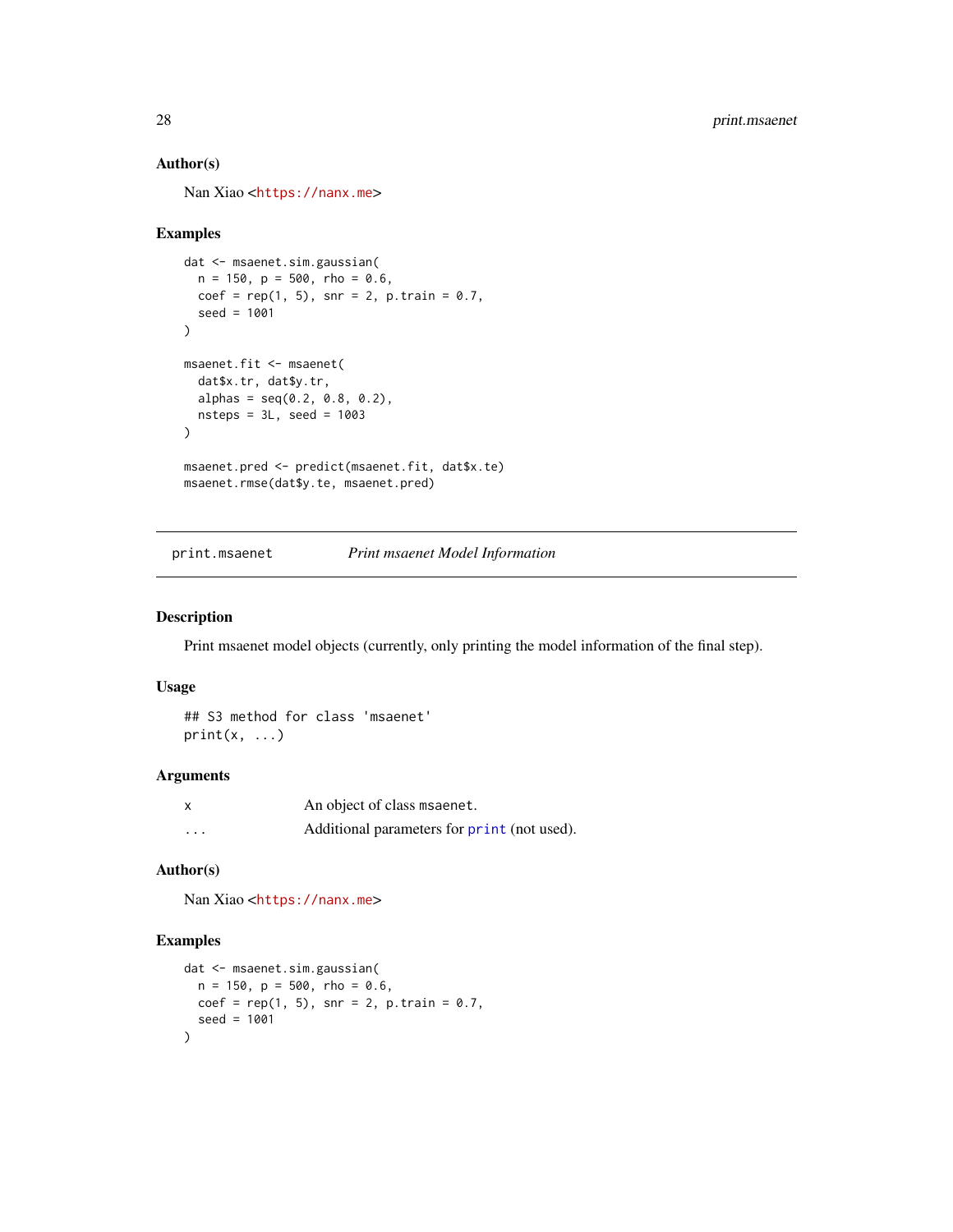### Author(s)

Nan Xiao <https://nanx.me>

### Examples

```
dat <- msaenet.sim.gaussian(
  n = 150, p = 500, rho = 0.6,
  coef = rep(1, 5), snr = 2, p.train = 0.7,
  seed = 1001
)

msaenet.fit <- msaenet(
  dat$x.tr, dat$y.tr,
  alphas = seq(0.2, 0.8, 0.2),
  nsteps = 3L, seed = 1003
)

msaenet.pred <- predict(msaenet.fit, dat$x.te)
msaenet.rmse(dat$y.te, msaenet.pred)
```

---

## print.msaenet *Print msaenet Model Information*

---

### Description

Print msaenet model objects (currently, only printing the model information of the final step).

### Usage

```
## S3 method for class 'msaenet'
print(x, ...)
```

### Arguments

| | |
|---|---|
| x | An object of class `msaenet`. |
| ... | Additional parameters for `print` (not used). |

### Author(s)

Nan Xiao <https://nanx.me>

### Examples

```
dat <- msaenet.sim.gaussian(
  n = 150, p = 500, rho = 0.6,
  coef = rep(1, 5), snr = 2, p.train = 0.7,
  seed = 1001
)
```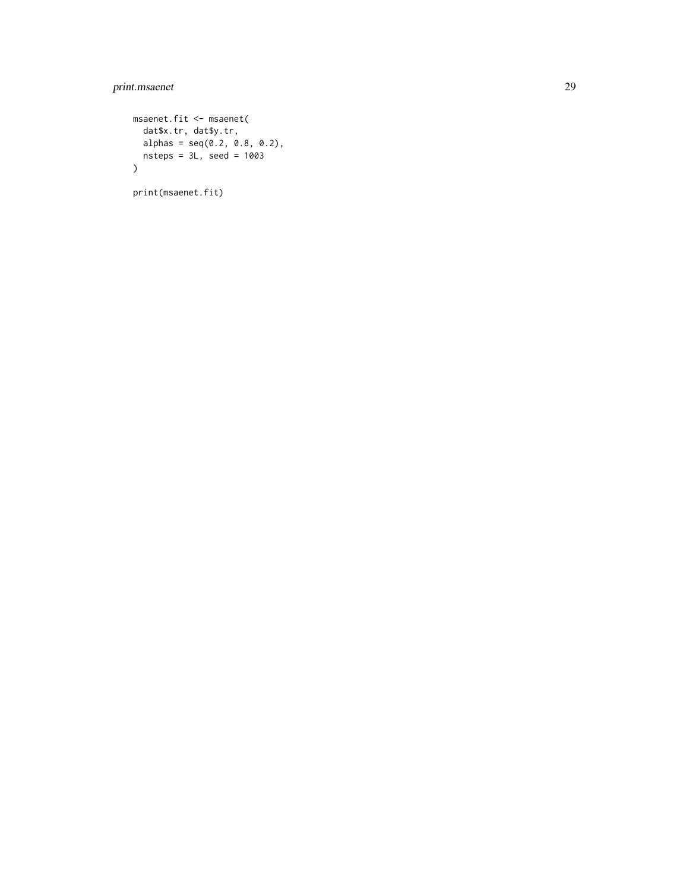```
msaenet.fit <- msaenet(
  dat$x.tr, dat$y.tr,
  alphas = seq(0.2, 0.8, 0.2),
  nsteps = 3L, seed = 1003
)

print(msaenet.fit)
```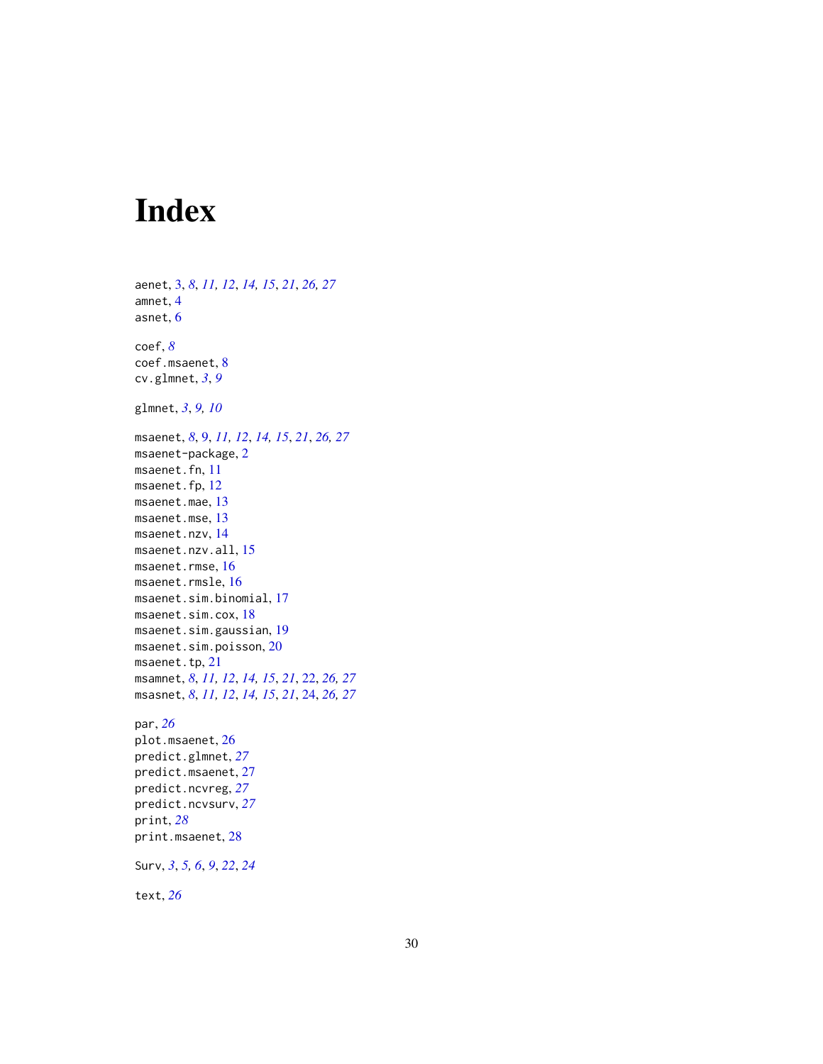# Index

aenet, 3, *8*, *11, 12*, *14, 15*, *21*, *26, 27*
amnet, 4
asnet, 6

coef, *8*
coef.msaenet, 8
cv.glmnet, *3*, *9*

glmnet, *3*, *9, 10*

msaenet, *8*, 9, *11, 12*, *14, 15*, *21*, *26, 27*
msaenet-package, 2
msaenet.fn, 11
msaenet.fp, 12
msaenet.mae, 13
msaenet.mse, 13
msaenet.nzv, 14
msaenet.nzv.all, 15
msaenet.rmse, 16
msaenet.rmsle, 16
msaenet.sim.binomial, 17
msaenet.sim.cox, 18
msaenet.sim.gaussian, 19
msaenet.sim.poisson, 20
msaenet.tp, 21
msamnet, *8*, *11, 12*, *14, 15*, *21*, 22, *26, 27*
msasnet, *8*, *11, 12*, *14, 15*, *21*, 24, *26, 27*

par, *26*
plot.msaenet, 26
predict.glmnet, *27*
predict.msaenet, 27
predict.ncvreg, *27*
predict.ncvsurv, *27*
print, *28*
print.msaenet, 28

Surv, *3*, *5, 6*, *9*, *22*, *24*

text, *26*